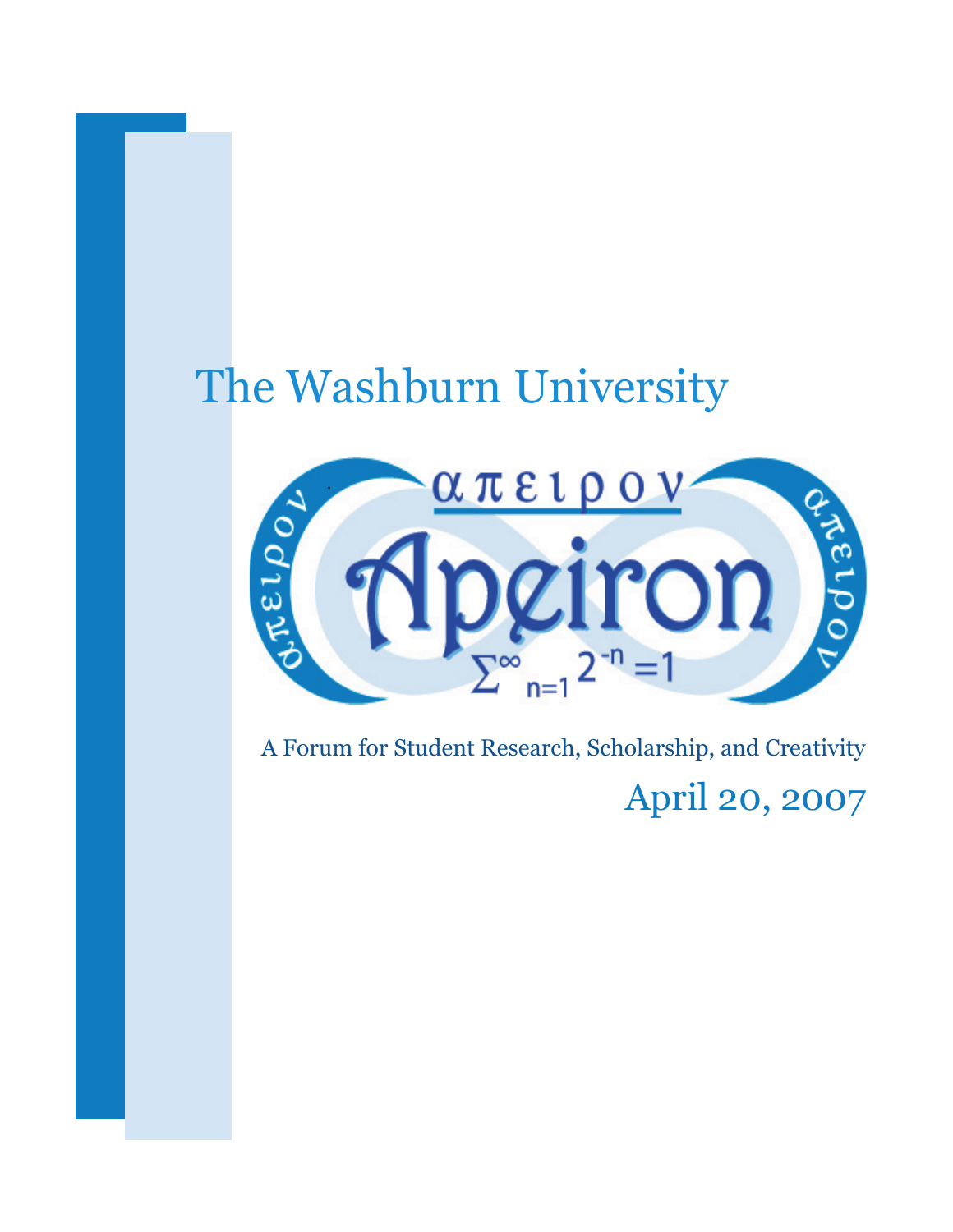# The Washburn University

απειρον

# Apeiron

$\sum^{\infty}_{n=1} 2^{-n} = 1$

A Forum for Student Research, Scholarship, and Creativity

April 20, 2007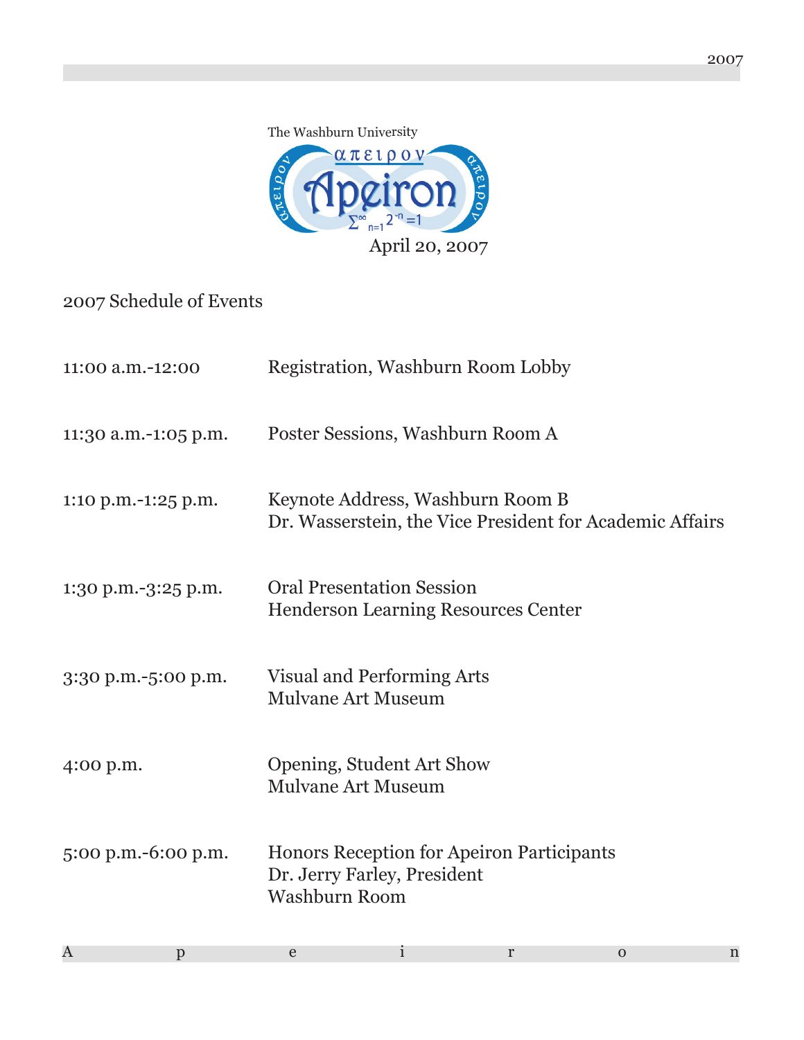The Washburn University

απειρον

Apeiron

$\sum_{n=1}^{\infty} 2^{-n} = 1$

April 20, 2007

## 2007 Schedule of Events

| | |
|---|---|
| 11:00 a.m.-12:00 | Registration, Washburn Room Lobby |
| 11:30 a.m.-1:05 p.m. | Poster Sessions, Washburn Room A |
| 1:10 p.m.-1:25 p.m. | Keynote Address, Washburn Room B<br>Dr. Wasserstein, the Vice President for Academic Affairs |
| 1:30 p.m.-3:25 p.m. | Oral Presentation Session<br>Henderson Learning Resources Center |
| 3:30 p.m.-5:00 p.m. | Visual and Performing Arts<br>Mulvane Art Museum |
| 4:00 p.m. | Opening, Student Art Show<br>Mulvane Art Museum |
| 5:00 p.m.-6:00 p.m. | Honors Reception for Apeiron Participants<br>Dr. Jerry Farley, President<br>Washburn Room |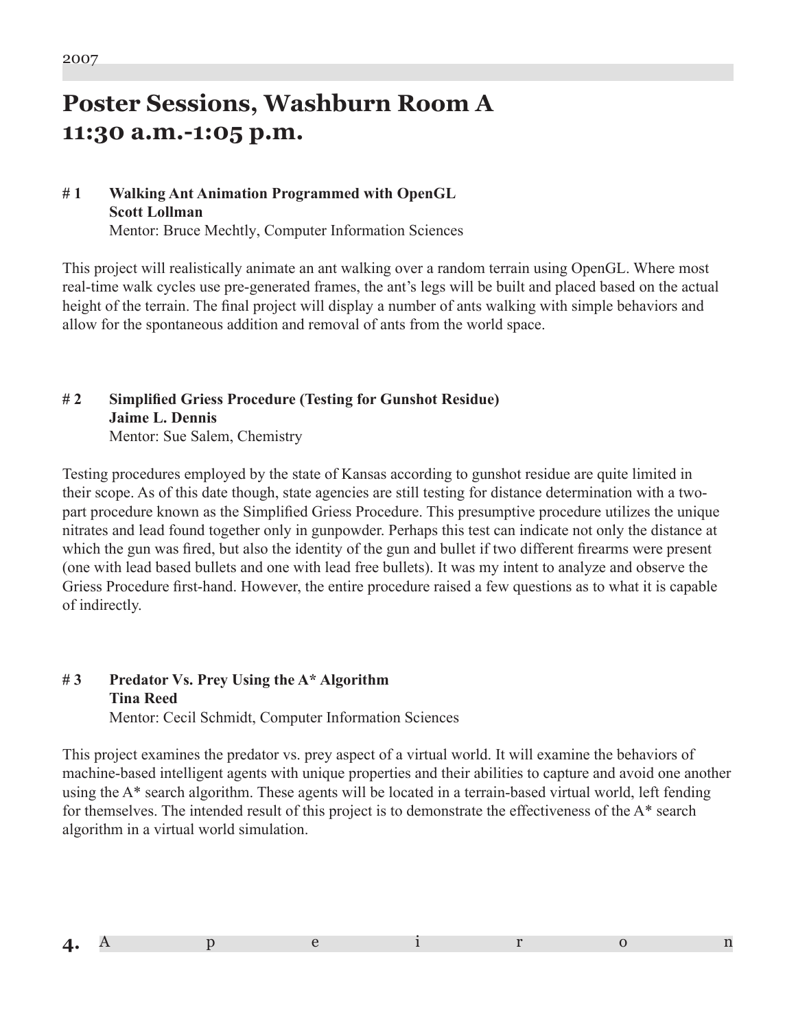# Poster Sessions, Washburn Room A 11:30 a.m.-1:05 p.m.

**# 1 Walking Ant Animation Programmed with OpenGL**
**Scott Lollman**
Mentor: Bruce Mechtly, Computer Information Sciences

This project will realistically animate an ant walking over a random terrain using OpenGL. Where most real-time walk cycles use pre-generated frames, the ant's legs will be built and placed based on the actual height of the terrain. The final project will display a number of ants walking with simple behaviors and allow for the spontaneous addition and removal of ants from the world space.

**# 2 Simplified Griess Procedure (Testing for Gunshot Residue)**
**Jaime L. Dennis**
Mentor: Sue Salem, Chemistry

Testing procedures employed by the state of Kansas according to gunshot residue are quite limited in their scope. As of this date though, state agencies are still testing for distance determination with a two-part procedure known as the Simplified Griess Procedure. This presumptive procedure utilizes the unique nitrates and lead found together only in gunpowder. Perhaps this test can indicate not only the distance at which the gun was fired, but also the identity of the gun and bullet if two different firearms were present (one with lead based bullets and one with lead free bullets). It was my intent to analyze and observe the Griess Procedure first-hand. However, the entire procedure raised a few questions as to what it is capable of indirectly.

**# 3 Predator Vs. Prey Using the A* Algorithm**
**Tina Reed**
Mentor: Cecil Schmidt, Computer Information Sciences

This project examines the predator vs. prey aspect of a virtual world. It will examine the behaviors of machine-based intelligent agents with unique properties and their abilities to capture and avoid one another using the A* search algorithm. These agents will be located in a terrain-based virtual world, left fending for themselves. The intended result of this project is to demonstrate the effectiveness of the A* search algorithm in a virtual world simulation.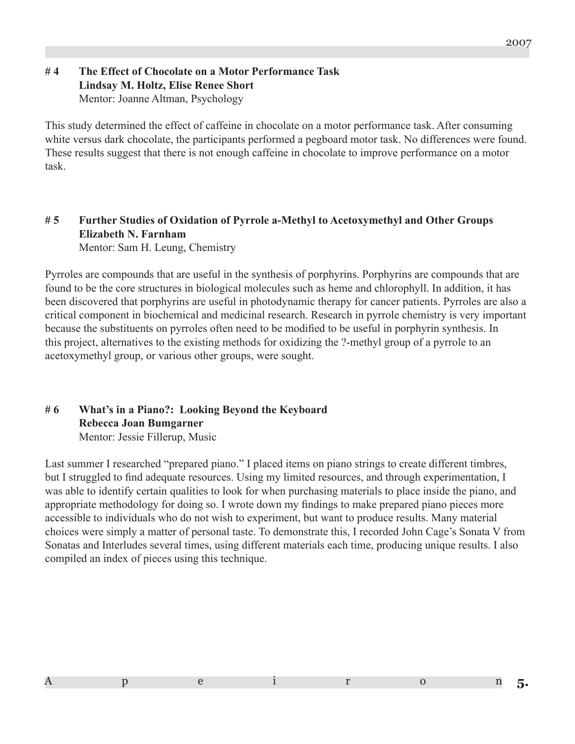## # 4 The Effect of Chocolate on a Motor Performance Task

**Lindsay M. Holtz, Elise Renee Short**

Mentor: Joanne Altman, Psychology

This study determined the effect of caffeine in chocolate on a motor performance task. After consuming white versus dark chocolate, the participants performed a pegboard motor task. No differences were found. These results suggest that there is not enough caffeine in chocolate to improve performance on a motor task.

## # 5 Further Studies of Oxidation of Pyrrole a-Methyl to Acetoxymethyl and Other Groups

**Elizabeth N. Farnham**

Mentor: Sam H. Leung, Chemistry

Pyrroles are compounds that are useful in the synthesis of porphyrins. Porphyrins are compounds that are found to be the core structures in biological molecules such as heme and chlorophyll. In addition, it has been discovered that porphyrins are useful in photodynamic therapy for cancer patients. Pyrroles are also a critical component in biochemical and medicinal research. Research in pyrrole chemistry is very important because the substituents on pyrroles often need to be modified to be useful in porphyrin synthesis. In this project, alternatives to the existing methods for oxidizing the ?-methyl group of a pyrrole to an acetoxymethyl group, or various other groups, were sought.

## # 6 What's in a Piano?: Looking Beyond the Keyboard

**Rebecca Joan Bumgarner**

Mentor: Jessie Fillerup, Music

Last summer I researched "prepared piano." I placed items on piano strings to create different timbres, but I struggled to find adequate resources. Using my limited resources, and through experimentation, I was able to identify certain qualities to look for when purchasing materials to place inside the piano, and appropriate methodology for doing so. I wrote down my findings to make prepared piano pieces more accessible to individuals who do not wish to experiment, but want to produce results. Many material choices were simply a matter of personal taste. To demonstrate this, I recorded John Cage's Sonata V from Sonatas and Interludes several times, using different materials each time, producing unique results. I also compiled an index of pieces using this technique.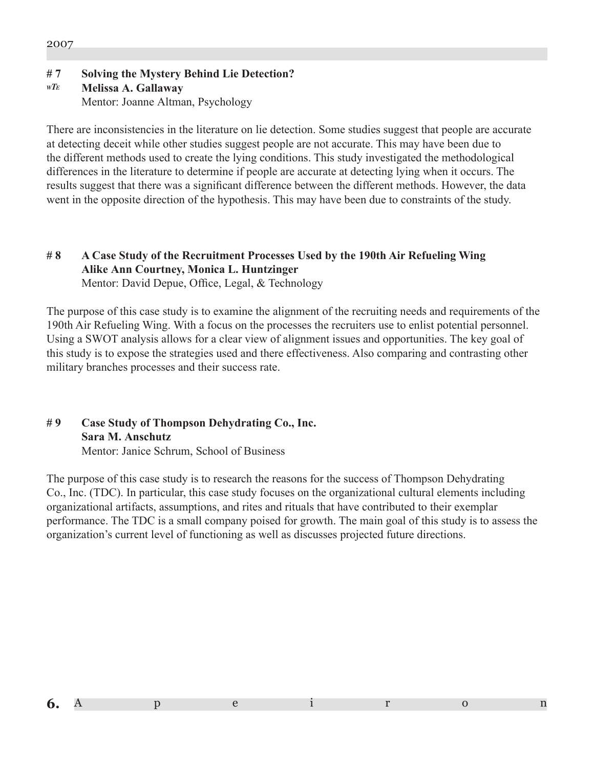## # 7 Solving the Mystery Behind Lie Detection?

*wTE* **Melissa A. Gallaway**

Mentor: Joanne Altman, Psychology

There are inconsistencies in the literature on lie detection. Some studies suggest that people are accurate at detecting deceit while other studies suggest people are not accurate. This may have been due to the different methods used to create the lying conditions. This study investigated the methodological differences in the literature to determine if people are accurate at detecting lying when it occurs. The results suggest that there was a significant difference between the different methods. However, the data went in the opposite direction of the hypothesis. This may have been due to constraints of the study.

## # 8 A Case Study of the Recruitment Processes Used by the 190th Air Refueling Wing

**Alike Ann Courtney, Monica L. Huntzinger**

Mentor: David Depue, Office, Legal, & Technology

The purpose of this case study is to examine the alignment of the recruiting needs and requirements of the 190th Air Refueling Wing. With a focus on the processes the recruiters use to enlist potential personnel. Using a SWOT analysis allows for a clear view of alignment issues and opportunities. The key goal of this study is to expose the strategies used and there effectiveness. Also comparing and contrasting other military branches processes and their success rate.

## # 9 Case Study of Thompson Dehydrating Co., Inc.

**Sara M. Anschutz**

Mentor: Janice Schrum, School of Business

The purpose of this case study is to research the reasons for the success of Thompson Dehydrating Co., Inc. (TDC). In particular, this case study focuses on the organizational cultural elements including organizational artifacts, assumptions, and rites and rituals that have contributed to their exemplar performance. The TDC is a small company poised for growth. The main goal of this study is to assess the organization's current level of functioning as well as discusses projected future directions.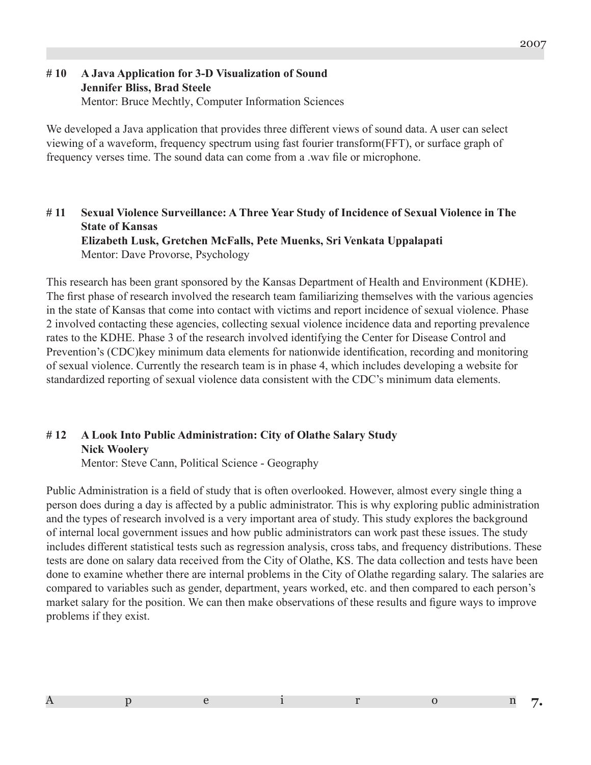## # 10 A Java Application for 3-D Visualization of Sound

**Jennifer Bliss, Brad Steele**

Mentor: Bruce Mechtly, Computer Information Sciences

We developed a Java application that provides three different views of sound data. A user can select viewing of a waveform, frequency spectrum using fast fourier transform(FFT), or surface graph of frequency verses time. The sound data can come from a .wav file or microphone.

## # 11 Sexual Violence Surveillance: A Three Year Study of Incidence of Sexual Violence in The State of Kansas

**Elizabeth Lusk, Gretchen McFalls, Pete Muenks, Sri Venkata Uppalapati**

Mentor: Dave Provorse, Psychology

This research has been grant sponsored by the Kansas Department of Health and Environment (KDHE). The first phase of research involved the research team familiarizing themselves with the various agencies in the state of Kansas that come into contact with victims and report incidence of sexual violence. Phase 2 involved contacting these agencies, collecting sexual violence incidence data and reporting prevalence rates to the KDHE. Phase 3 of the research involved identifying the Center for Disease Control and Prevention's (CDC)key minimum data elements for nationwide identification, recording and monitoring of sexual violence. Currently the research team is in phase 4, which includes developing a website for standardized reporting of sexual violence data consistent with the CDC's minimum data elements.

## # 12 A Look Into Public Administration: City of Olathe Salary Study

**Nick Woolery**

Mentor: Steve Cann, Political Science - Geography

Public Administration is a field of study that is often overlooked. However, almost every single thing a person does during a day is affected by a public administrator. This is why exploring public administration and the types of research involved is a very important area of study. This study explores the background of internal local government issues and how public administrators can work past these issues. The study includes different statistical tests such as regression analysis, cross tabs, and frequency distributions. These tests are done on salary data received from the City of Olathe, KS. The data collection and tests have been done to examine whether there are internal problems in the City of Olathe regarding salary. The salaries are compared to variables such as gender, department, years worked, etc. and then compared to each person's market salary for the position. We can then make observations of these results and figure ways to improve problems if they exist.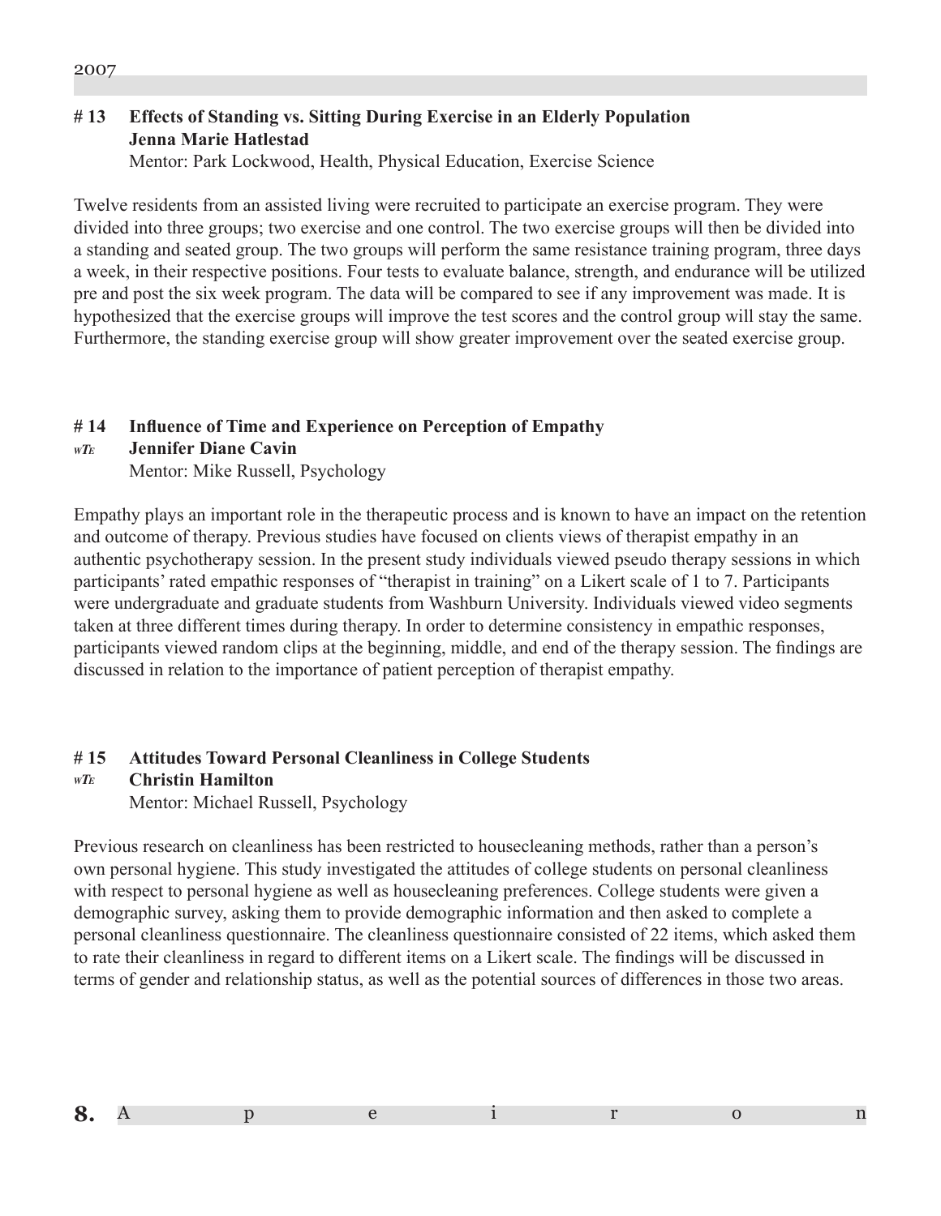## # 13 Effects of Standing vs. Sitting During Exercise in an Elderly Population

**Jenna Marie Hatlestad**

Mentor: Park Lockwood, Health, Physical Education, Exercise Science

Twelve residents from an assisted living were recruited to participate an exercise program. They were divided into three groups; two exercise and one control. The two exercise groups will then be divided into a standing and seated group. The two groups will perform the same resistance training program, three days a week, in their respective positions. Four tests to evaluate balance, strength, and endurance will be utilized pre and post the six week program. The data will be compared to see if any improvement was made. It is hypothesized that the exercise groups will improve the test scores and the control group will stay the same. Furthermore, the standing exercise group will show greater improvement over the seated exercise group.

## # 14 Influence of Time and Experience on Perception of Empathy

*wTE* **Jennifer Diane Cavin**

Mentor: Mike Russell, Psychology

Empathy plays an important role in the therapeutic process and is known to have an impact on the retention and outcome of therapy. Previous studies have focused on clients views of therapist empathy in an authentic psychotherapy session. In the present study individuals viewed pseudo therapy sessions in which participants' rated empathic responses of "therapist in training" on a Likert scale of 1 to 7. Participants were undergraduate and graduate students from Washburn University. Individuals viewed video segments taken at three different times during therapy. In order to determine consistency in empathic responses, participants viewed random clips at the beginning, middle, and end of the therapy session. The findings are discussed in relation to the importance of patient perception of therapist empathy.

## # 15 Attitudes Toward Personal Cleanliness in College Students

*wTE* **Christin Hamilton**

Mentor: Michael Russell, Psychology

Previous research on cleanliness has been restricted to housecleaning methods, rather than a person's own personal hygiene. This study investigated the attitudes of college students on personal cleanliness with respect to personal hygiene as well as housecleaning preferences. College students were given a demographic survey, asking them to provide demographic information and then asked to complete a personal cleanliness questionnaire. The cleanliness questionnaire consisted of 22 items, which asked them to rate their cleanliness in regard to different items on a Likert scale. The findings will be discussed in terms of gender and relationship status, as well as the potential sources of differences in those two areas.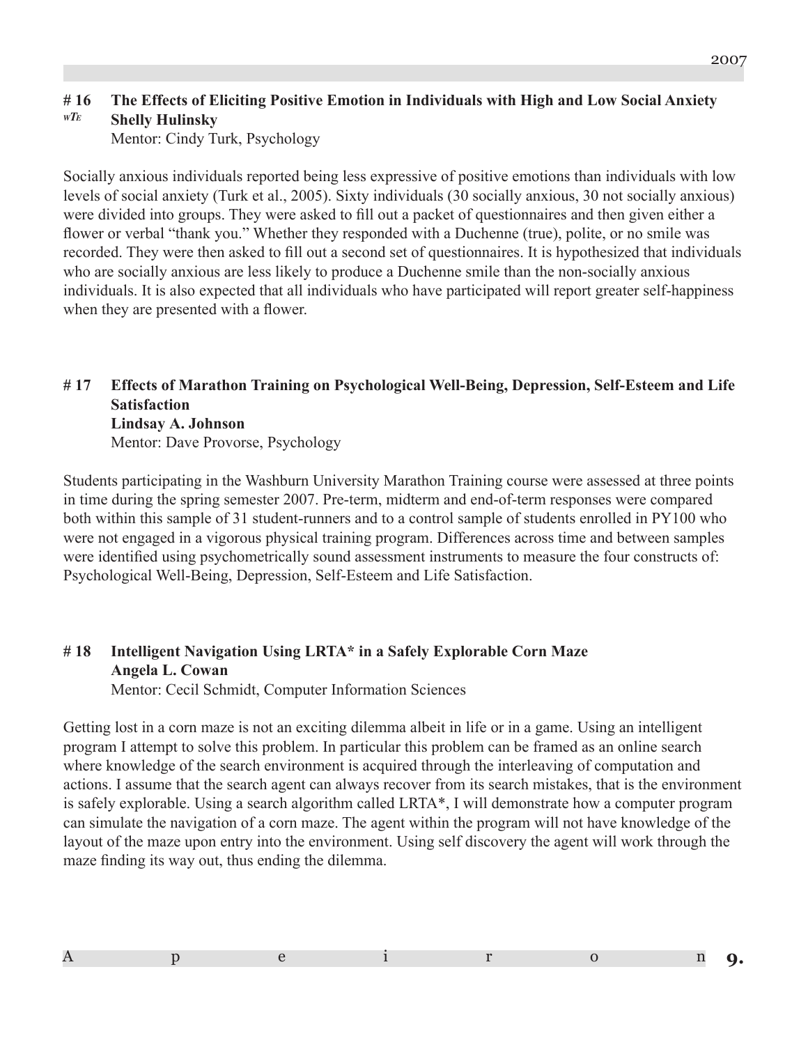## # 16 The Effects of Eliciting Positive Emotion in Individuals with High and Low Social Anxiety

*wTE*

**Shelly Hulinsky**

Mentor: Cindy Turk, Psychology

Socially anxious individuals reported being less expressive of positive emotions than individuals with low levels of social anxiety (Turk et al., 2005). Sixty individuals (30 socially anxious, 30 not socially anxious) were divided into groups. They were asked to fill out a packet of questionnaires and then given either a flower or verbal "thank you." Whether they responded with a Duchenne (true), polite, or no smile was recorded. They were then asked to fill out a second set of questionnaires. It is hypothesized that individuals who are socially anxious are less likely to produce a Duchenne smile than the non-socially anxious individuals. It is also expected that all individuals who have participated will report greater self-happiness when they are presented with a flower.

## # 17 Effects of Marathon Training on Psychological Well-Being, Depression, Self-Esteem and Life Satisfaction

**Lindsay A. Johnson**

Mentor: Dave Provorse, Psychology

Students participating in the Washburn University Marathon Training course were assessed at three points in time during the spring semester 2007. Pre-term, midterm and end-of-term responses were compared both within this sample of 31 student-runners and to a control sample of students enrolled in PY100 who were not engaged in a vigorous physical training program. Differences across time and between samples were identified using psychometrically sound assessment instruments to measure the four constructs of: Psychological Well-Being, Depression, Self-Esteem and Life Satisfaction.

## # 18 Intelligent Navigation Using LRTA* in a Safely Explorable Corn Maze

**Angela L. Cowan**

Mentor: Cecil Schmidt, Computer Information Sciences

Getting lost in a corn maze is not an exciting dilemma albeit in life or in a game. Using an intelligent program I attempt to solve this problem. In particular this problem can be framed as an online search where knowledge of the search environment is acquired through the interleaving of computation and actions. I assume that the search agent can always recover from its search mistakes, that is the environment is safely explorable. Using a search algorithm called LRTA*, I will demonstrate how a computer program can simulate the navigation of a corn maze. The agent within the program will not have knowledge of the layout of the maze upon entry into the environment. Using self discovery the agent will work through the maze finding its way out, thus ending the dilemma.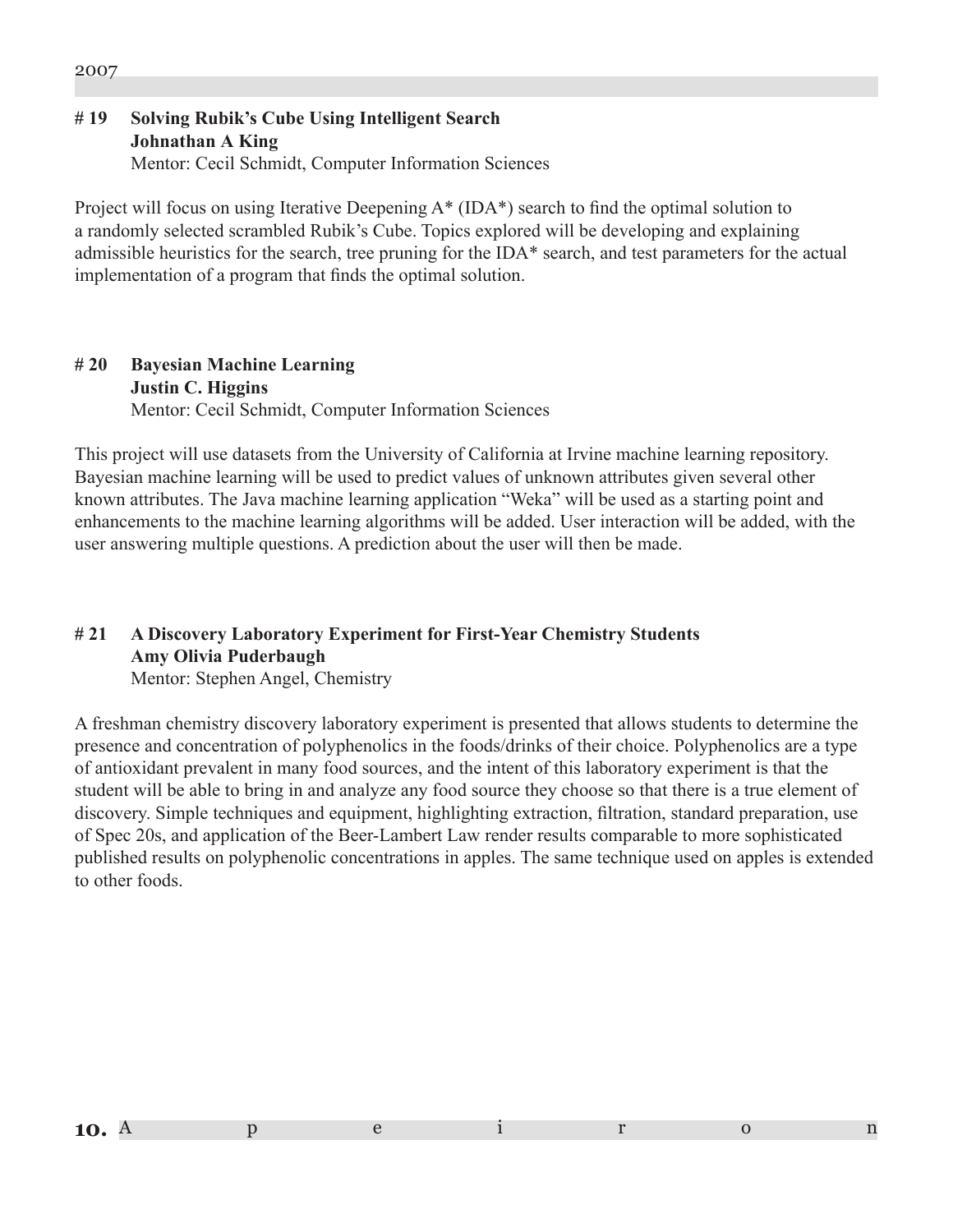### # 19 Solving Rubik's Cube Using Intelligent Search

**Johnathan A King**

Mentor: Cecil Schmidt, Computer Information Sciences

Project will focus on using Iterative Deepening A* (IDA*) search to find the optimal solution to a randomly selected scrambled Rubik's Cube. Topics explored will be developing and explaining admissible heuristics for the search, tree pruning for the IDA* search, and test parameters for the actual implementation of a program that finds the optimal solution.

### # 20 Bayesian Machine Learning

**Justin C. Higgins**

Mentor: Cecil Schmidt, Computer Information Sciences

This project will use datasets from the University of California at Irvine machine learning repository. Bayesian machine learning will be used to predict values of unknown attributes given several other known attributes. The Java machine learning application "Weka" will be used as a starting point and enhancements to the machine learning algorithms will be added. User interaction will be added, with the user answering multiple questions. A prediction about the user will then be made.

### # 21 A Discovery Laboratory Experiment for First-Year Chemistry Students

**Amy Olivia Puderbaugh**

Mentor: Stephen Angel, Chemistry

A freshman chemistry discovery laboratory experiment is presented that allows students to determine the presence and concentration of polyphenolics in the foods/drinks of their choice. Polyphenolics are a type of antioxidant prevalent in many food sources, and the intent of this laboratory experiment is that the student will be able to bring in and analyze any food source they choose so that there is a true element of discovery. Simple techniques and equipment, highlighting extraction, filtration, standard preparation, use of Spec 20s, and application of the Beer-Lambert Law render results comparable to more sophisticated published results on polyphenolic concentrations in apples. The same technique used on apples is extended to other foods.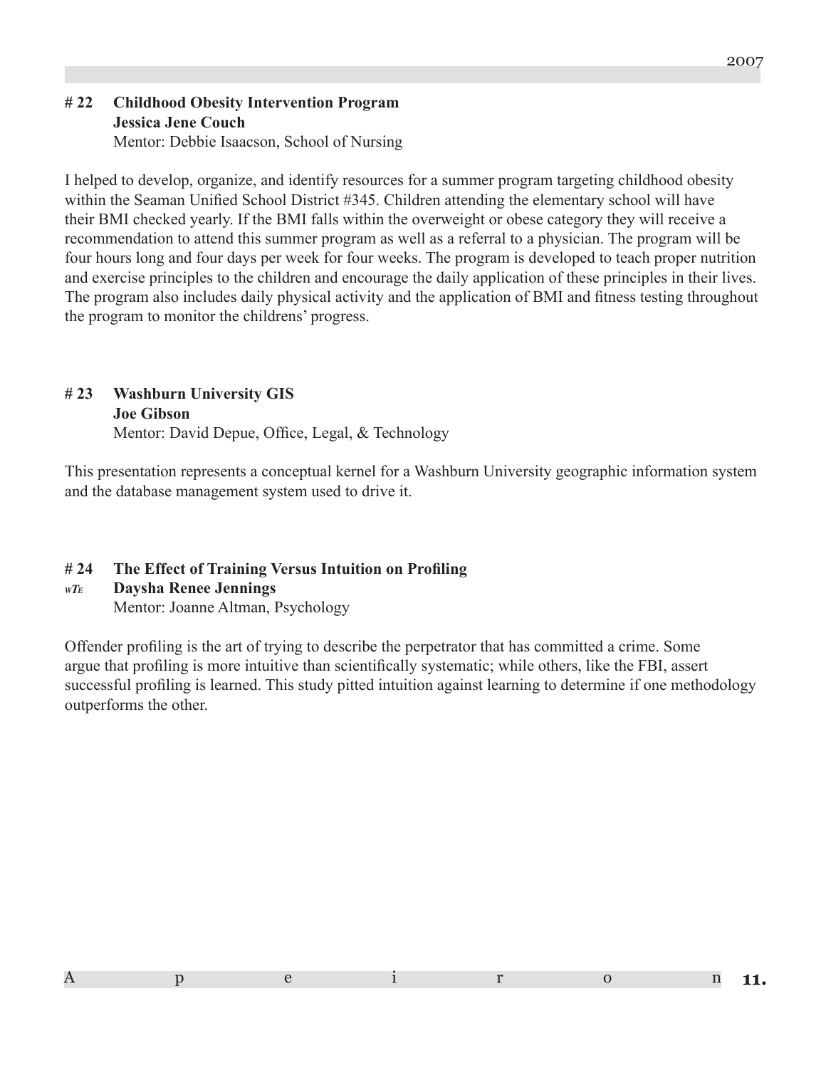## # 22 Childhood Obesity Intervention Program

**Jessica Jene Couch**

Mentor: Debbie Isaacson, School of Nursing

I helped to develop, organize, and identify resources for a summer program targeting childhood obesity within the Seaman Unified School District #345. Children attending the elementary school will have their BMI checked yearly. If the BMI falls within the overweight or obese category they will receive a recommendation to attend this summer program as well as a referral to a physician. The program will be four hours long and four days per week for four weeks. The program is developed to teach proper nutrition and exercise principles to the children and encourage the daily application of these principles in their lives. The program also includes daily physical activity and the application of BMI and fitness testing throughout the program to monitor the childrens' progress.

## # 23 Washburn University GIS

**Joe Gibson**

Mentor: David Depue, Office, Legal, & Technology

This presentation represents a conceptual kernel for a Washburn University geographic information system and the database management system used to drive it.

## # 24 The Effect of Training Versus Intuition on Profiling

*wTE* **Daysha Renee Jennings**

Mentor: Joanne Altman, Psychology

Offender profiling is the art of trying to describe the perpetrator that has committed a crime. Some argue that profiling is more intuitive than scientifically systematic; while others, like the FBI, assert successful profiling is learned. This study pitted intuition against learning to determine if one methodology outperforms the other.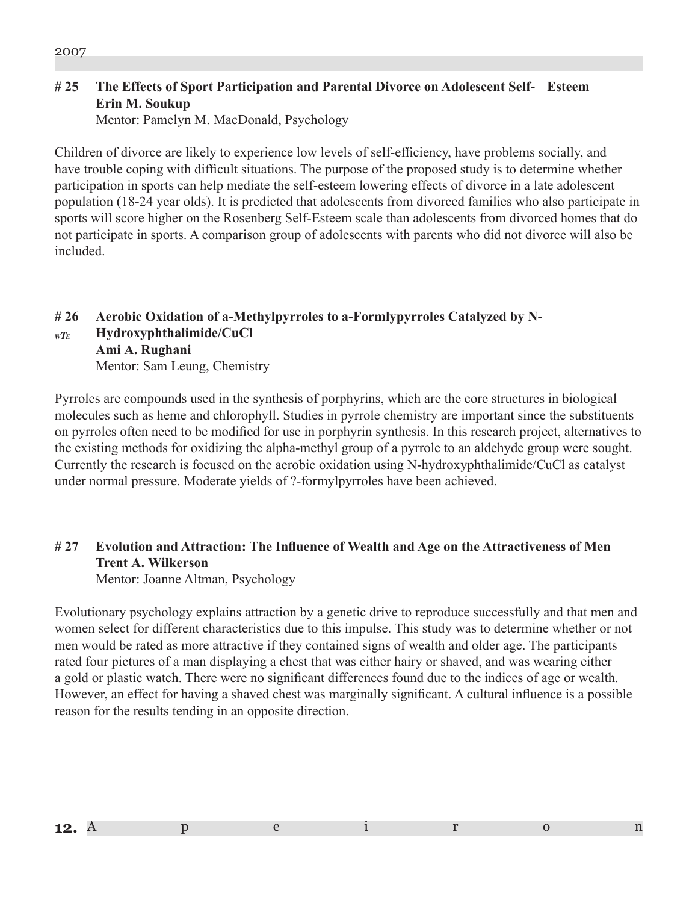## # 25 The Effects of Sport Participation and Parental Divorce on Adolescent Self-Esteem

**Erin M. Soukup**
Mentor: Pamelyn M. MacDonald, Psychology

Children of divorce are likely to experience low levels of self-efficiency, have problems socially, and have trouble coping with difficult situations. The purpose of the proposed study is to determine whether participation in sports can help mediate the self-esteem lowering effects of divorce in a late adolescent population (18-24 year olds). It is predicted that adolescents from divorced families who also participate in sports will score higher on the Rosenberg Self-Esteem scale than adolescents from divorced homes that do not participate in sports. A comparison group of adolescents with parents who did not divorce will also be included.

## # 26 Aerobic Oxidation of a-Methylpyrroles to a-Formlypyrroles Catalyzed by N-Hydroxyphthalimide/CuCl

*WTE*

**Ami A. Rughani**
Mentor: Sam Leung, Chemistry

Pyrroles are compounds used in the synthesis of porphyrins, which are the core structures in biological molecules such as heme and chlorophyll. Studies in pyrrole chemistry are important since the substituents on pyrroles often need to be modified for use in porphyrin synthesis. In this research project, alternatives to the existing methods for oxidizing the alpha-methyl group of a pyrrole to an aldehyde group were sought. Currently the research is focused on the aerobic oxidation using N-hydroxyphthalimide/CuCl as catalyst under normal pressure. Moderate yields of ?-formylpyrroles have been achieved.

## # 27 Evolution and Attraction: The Influence of Wealth and Age on the Attractiveness of Men

**Trent A. Wilkerson**
Mentor: Joanne Altman, Psychology

Evolutionary psychology explains attraction by a genetic drive to reproduce successfully and that men and women select for different characteristics due to this impulse. This study was to determine whether or not men would be rated as more attractive if they contained signs of wealth and older age. The participants rated four pictures of a man displaying a chest that was either hairy or shaved, and was wearing either a gold or plastic watch. There were no significant differences found due to the indices of age or wealth. However, an effect for having a shaved chest was marginally significant. A cultural influence is a possible reason for the results tending in an opposite direction.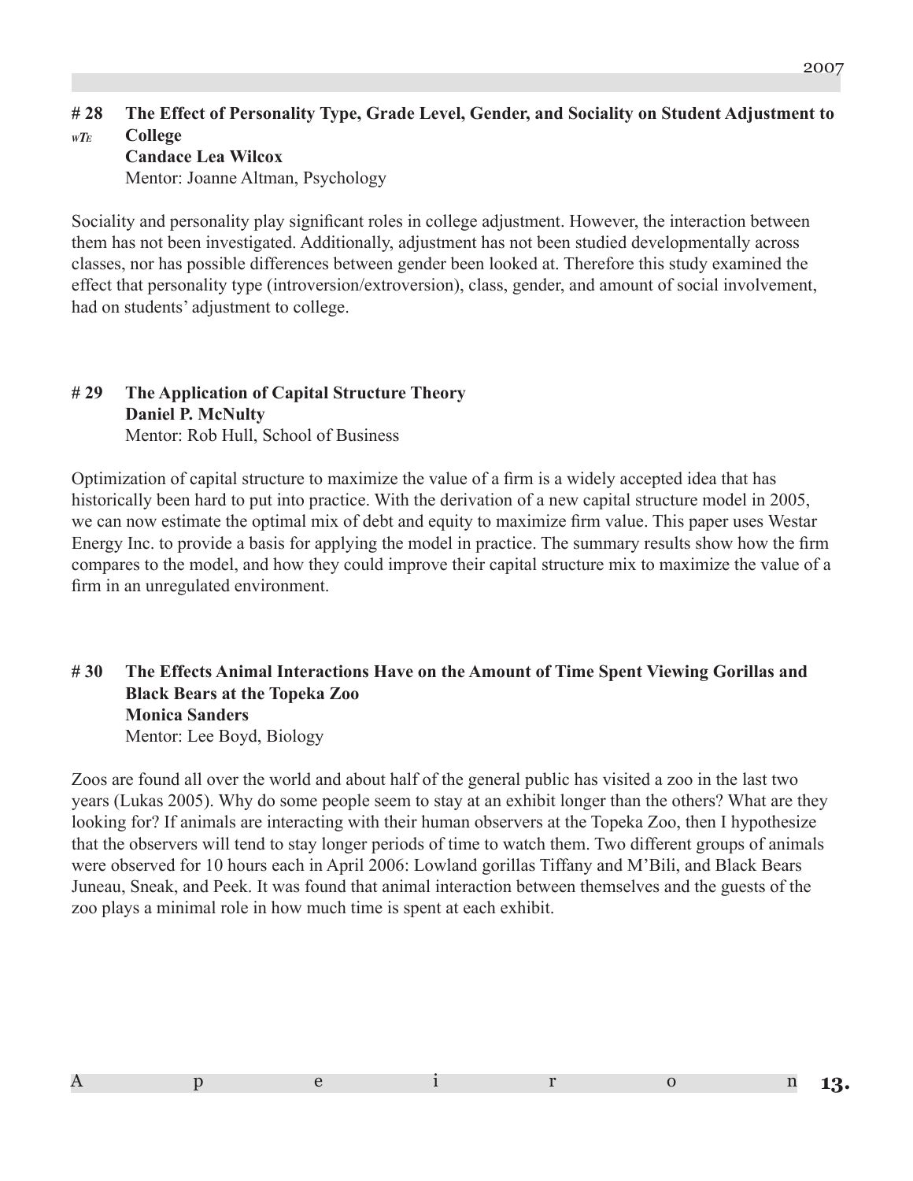### # 28 The Effect of Personality Type, Grade Level, Gender, and Sociality on Student Adjustment to College

*wTE*

**Candace Lea Wilcox**

Mentor: Joanne Altman, Psychology

Sociality and personality play significant roles in college adjustment. However, the interaction between them has not been investigated. Additionally, adjustment has not been studied developmentally across classes, nor has possible differences between gender been looked at. Therefore this study examined the effect that personality type (introversion/extroversion), class, gender, and amount of social involvement, had on students' adjustment to college.

### # 29 The Application of Capital Structure Theory

**Daniel P. McNulty**

Mentor: Rob Hull, School of Business

Optimization of capital structure to maximize the value of a firm is a widely accepted idea that has historically been hard to put into practice. With the derivation of a new capital structure model in 2005, we can now estimate the optimal mix of debt and equity to maximize firm value. This paper uses Westar Energy Inc. to provide a basis for applying the model in practice. The summary results show how the firm compares to the model, and how they could improve their capital structure mix to maximize the value of a firm in an unregulated environment.

### # 30 The Effects Animal Interactions Have on the Amount of Time Spent Viewing Gorillas and Black Bears at the Topeka Zoo

**Monica Sanders**

Mentor: Lee Boyd, Biology

Zoos are found all over the world and about half of the general public has visited a zoo in the last two years (Lukas 2005). Why do some people seem to stay at an exhibit longer than the others? What are they looking for? If animals are interacting with their human observers at the Topeka Zoo, then I hypothesize that the observers will tend to stay longer periods of time to watch them. Two different groups of animals were observed for 10 hours each in April 2006: Lowland gorillas Tiffany and M'Bili, and Black Bears Juneau, Sneak, and Peek. It was found that animal interaction between themselves and the guests of the zoo plays a minimal role in how much time is spent at each exhibit.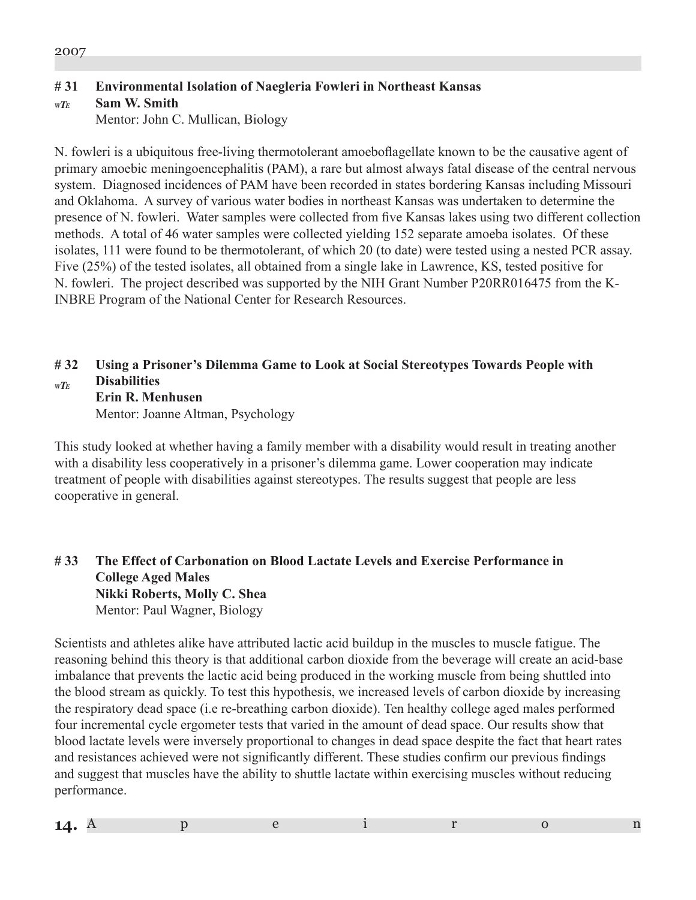## # 31 Environmental Isolation of Naegleria Fowleri in Northeast Kansas

*wTE*

**Sam W. Smith**

Mentor: John C. Mullican, Biology

N. fowleri is a ubiquitous free-living thermotolerant amoeboflagellate known to be the causative agent of primary amoebic meningoencephalitis (PAM), a rare but almost always fatal disease of the central nervous system. Diagnosed incidences of PAM have been recorded in states bordering Kansas including Missouri and Oklahoma. A survey of various water bodies in northeast Kansas was undertaken to determine the presence of N. fowleri. Water samples were collected from five Kansas lakes using two different collection methods. A total of 46 water samples were collected yielding 152 separate amoeba isolates. Of these isolates, 111 were found to be thermotolerant, of which 20 (to date) were tested using a nested PCR assay. Five (25%) of the tested isolates, all obtained from a single lake in Lawrence, KS, tested positive for N. fowleri. The project described was supported by the NIH Grant Number P20RR016475 from the K-INBRE Program of the National Center for Research Resources.

## # 32 Using a Prisoner's Dilemma Game to Look at Social Stereotypes Towards People with Disabilities

*wTE*

**Erin R. Menhusen**

Mentor: Joanne Altman, Psychology

This study looked at whether having a family member with a disability would result in treating another with a disability less cooperatively in a prisoner's dilemma game. Lower cooperation may indicate treatment of people with disabilities against stereotypes. The results suggest that people are less cooperative in general.

## # 33 The Effect of Carbonation on Blood Lactate Levels and Exercise Performance in College Aged Males

**Nikki Roberts, Molly C. Shea**

Mentor: Paul Wagner, Biology

Scientists and athletes alike have attributed lactic acid buildup in the muscles to muscle fatigue. The reasoning behind this theory is that additional carbon dioxide from the beverage will create an acid-base imbalance that prevents the lactic acid being produced in the working muscle from being shuttled into the blood stream as quickly. To test this hypothesis, we increased levels of carbon dioxide by increasing the respiratory dead space (i.e re-breathing carbon dioxide). Ten healthy college aged males performed four incremental cycle ergometer tests that varied in the amount of dead space. Our results show that blood lactate levels were inversely proportional to changes in dead space despite the fact that heart rates and resistances achieved were not significantly different. These studies confirm our previous findings and suggest that muscles have the ability to shuttle lactate within exercising muscles without reducing performance.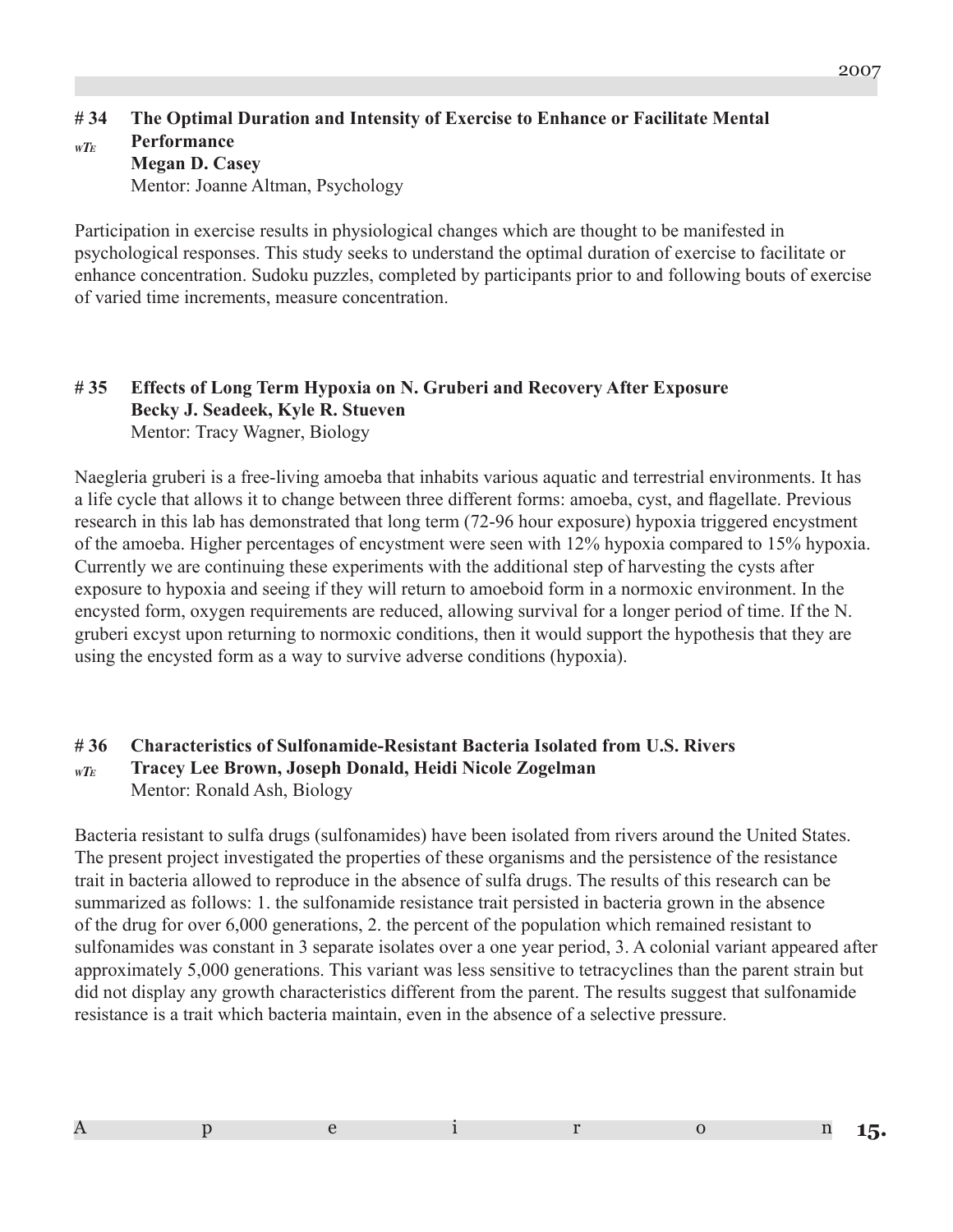### # 34 The Optimal Duration and Intensity of Exercise to Enhance or Facilitate Mental Performance

*wTE*

**Megan D. Casey**

Mentor: Joanne Altman, Psychology

Participation in exercise results in physiological changes which are thought to be manifested in psychological responses. This study seeks to understand the optimal duration of exercise to facilitate or enhance concentration. Sudoku puzzles, completed by participants prior to and following bouts of exercise of varied time increments, measure concentration.

### # 35 Effects of Long Term Hypoxia on N. Gruberi and Recovery After Exposure

**Becky J. Seadeek, Kyle R. Stueven**

Mentor: Tracy Wagner, Biology

Naegleria gruberi is a free-living amoeba that inhabits various aquatic and terrestrial environments. It has a life cycle that allows it to change between three different forms: amoeba, cyst, and flagellate. Previous research in this lab has demonstrated that long term (72-96 hour exposure) hypoxia triggered encystment of the amoeba. Higher percentages of encystment were seen with 12% hypoxia compared to 15% hypoxia. Currently we are continuing these experiments with the additional step of harvesting the cysts after exposure to hypoxia and seeing if they will return to amoeboid form in a normoxic environment. In the encysted form, oxygen requirements are reduced, allowing survival for a longer period of time. If the N. gruberi excyst upon returning to normoxic conditions, then it would support the hypothesis that they are using the encysted form as a way to survive adverse conditions (hypoxia).

### # 36 Characteristics of Sulfonamide-Resistant Bacteria Isolated from U.S. Rivers

*wTE*

**Tracey Lee Brown, Joseph Donald, Heidi Nicole Zogelman**

Mentor: Ronald Ash, Biology

Bacteria resistant to sulfa drugs (sulfonamides) have been isolated from rivers around the United States. The present project investigated the properties of these organisms and the persistence of the resistance trait in bacteria allowed to reproduce in the absence of sulfa drugs. The results of this research can be summarized as follows: 1. the sulfonamide resistance trait persisted in bacteria grown in the absence of the drug for over 6,000 generations, 2. the percent of the population which remained resistant to sulfonamides was constant in 3 separate isolates over a one year period, 3. A colonial variant appeared after approximately 5,000 generations. This variant was less sensitive to tetracyclines than the parent strain but did not display any growth characteristics different from the parent. The results suggest that sulfonamide resistance is a trait which bacteria maintain, even in the absence of a selective pressure.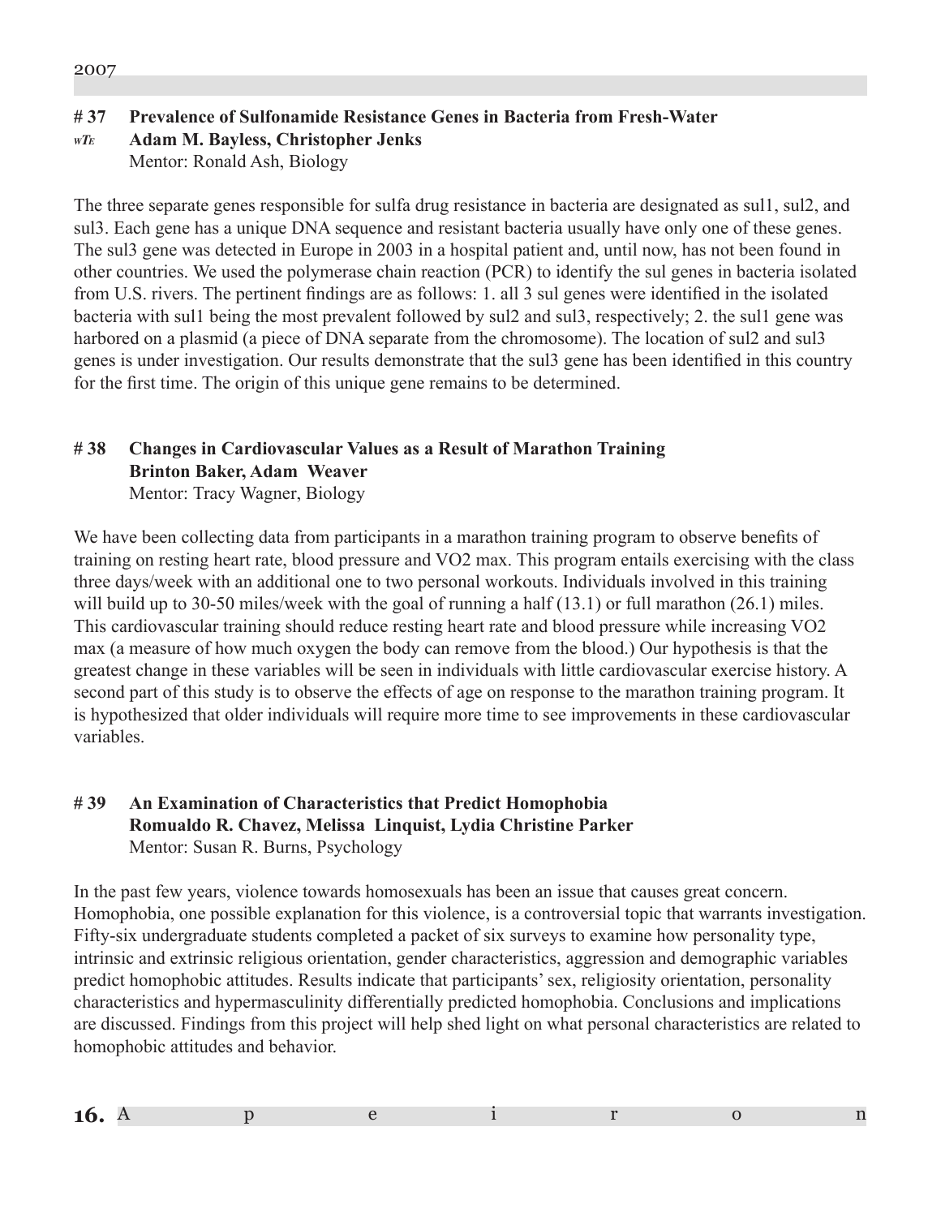## # 37 Prevalence of Sulfonamide Resistance Genes in Bacteria from Fresh-Water

*wTE* **Adam M. Bayless, Christopher Jenks**
Mentor: Ronald Ash, Biology

The three separate genes responsible for sulfa drug resistance in bacteria are designated as sul1, sul2, and sul3. Each gene has a unique DNA sequence and resistant bacteria usually have only one of these genes. The sul3 gene was detected in Europe in 2003 in a hospital patient and, until now, has not been found in other countries. We used the polymerase chain reaction (PCR) to identify the sul genes in bacteria isolated from U.S. rivers. The pertinent findings are as follows: 1. all 3 sul genes were identified in the isolated bacteria with sul1 being the most prevalent followed by sul2 and sul3, respectively; 2. the sul1 gene was harbored on a plasmid (a piece of DNA separate from the chromosome). The location of sul2 and sul3 genes is under investigation. Our results demonstrate that the sul3 gene has been identified in this country for the first time. The origin of this unique gene remains to be determined.

## # 38 Changes in Cardiovascular Values as a Result of Marathon Training

**Brinton Baker, Adam Weaver**
Mentor: Tracy Wagner, Biology

We have been collecting data from participants in a marathon training program to observe benefits of training on resting heart rate, blood pressure and VO2 max. This program entails exercising with the class three days/week with an additional one to two personal workouts. Individuals involved in this training will build up to 30-50 miles/week with the goal of running a half (13.1) or full marathon (26.1) miles. This cardiovascular training should reduce resting heart rate and blood pressure while increasing VO2 max (a measure of how much oxygen the body can remove from the blood.) Our hypothesis is that the greatest change in these variables will be seen in individuals with little cardiovascular exercise history. A second part of this study is to observe the effects of age on response to the marathon training program. It is hypothesized that older individuals will require more time to see improvements in these cardiovascular variables.

## # 39 An Examination of Characteristics that Predict Homophobia

**Romualdo R. Chavez, Melissa Linquist, Lydia Christine Parker**
Mentor: Susan R. Burns, Psychology

In the past few years, violence towards homosexuals has been an issue that causes great concern. Homophobia, one possible explanation for this violence, is a controversial topic that warrants investigation. Fifty-six undergraduate students completed a packet of six surveys to examine how personality type, intrinsic and extrinsic religious orientation, gender characteristics, aggression and demographic variables predict homophobic attitudes. Results indicate that participants' sex, religiosity orientation, personality characteristics and hypermasculinity differentially predicted homophobia. Conclusions and implications are discussed. Findings from this project will help shed light on what personal characteristics are related to homophobic attitudes and behavior.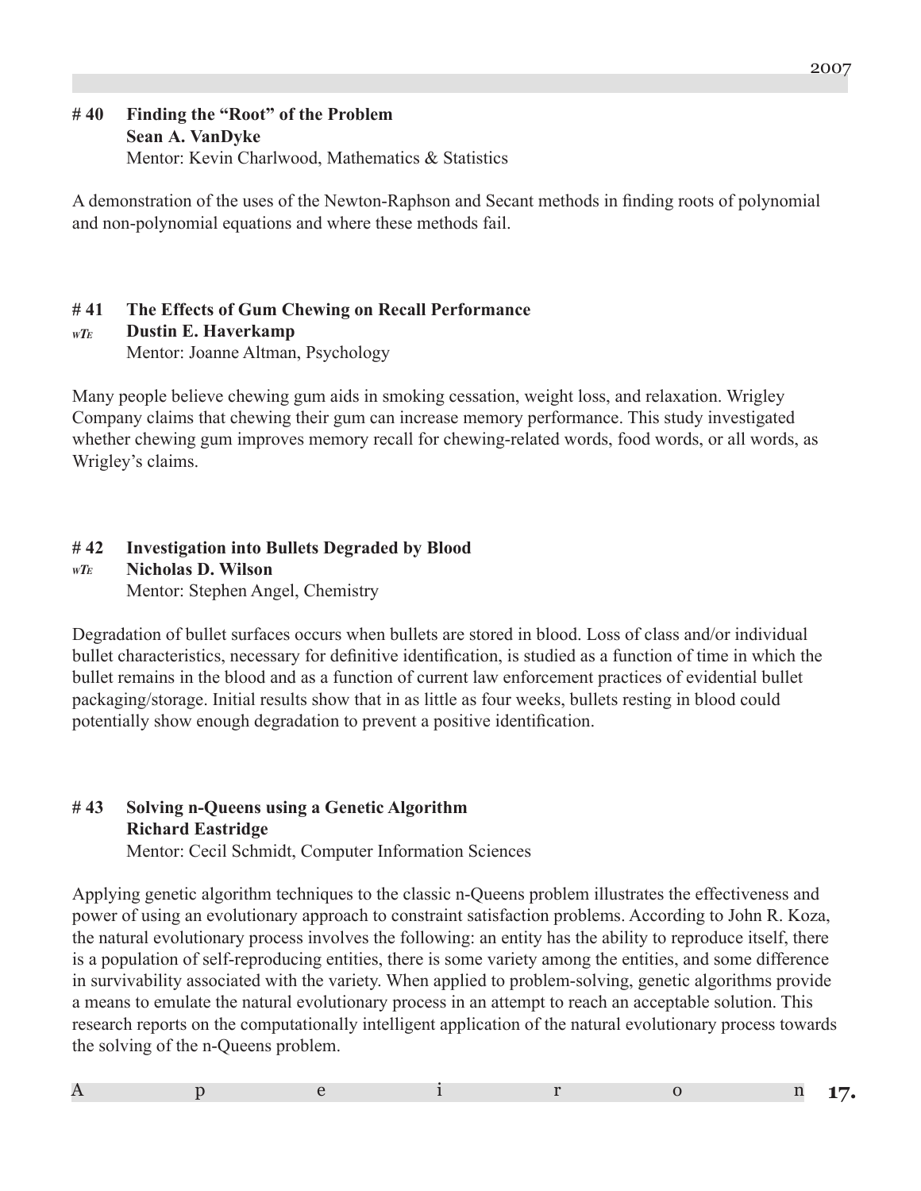**# 40 Finding the "Root" of the Problem**
**Sean A. VanDyke**
Mentor: Kevin Charlwood, Mathematics & Statistics

A demonstration of the uses of the Newton-Raphson and Secant methods in finding roots of polynomial and non-polynomial equations and where these methods fail.

**# 41 The Effects of Gum Chewing on Recall Performance**
*wTE* **Dustin E. Haverkamp**
Mentor: Joanne Altman, Psychology

Many people believe chewing gum aids in smoking cessation, weight loss, and relaxation. Wrigley Company claims that chewing their gum can increase memory performance. This study investigated whether chewing gum improves memory recall for chewing-related words, food words, or all words, as Wrigley's claims.

**# 42 Investigation into Bullets Degraded by Blood**
*wTE* **Nicholas D. Wilson**
Mentor: Stephen Angel, Chemistry

Degradation of bullet surfaces occurs when bullets are stored in blood. Loss of class and/or individual bullet characteristics, necessary for definitive identification, is studied as a function of time in which the bullet remains in the blood and as a function of current law enforcement practices of evidential bullet packaging/storage. Initial results show that in as little as four weeks, bullets resting in blood could potentially show enough degradation to prevent a positive identification.

**# 43 Solving n-Queens using a Genetic Algorithm**
**Richard Eastridge**
Mentor: Cecil Schmidt, Computer Information Sciences

Applying genetic algorithm techniques to the classic n-Queens problem illustrates the effectiveness and power of using an evolutionary approach to constraint satisfaction problems. According to John R. Koza, the natural evolutionary process involves the following: an entity has the ability to reproduce itself, there is a population of self-reproducing entities, there is some variety among the entities, and some difference in survivability associated with the variety. When applied to problem-solving, genetic algorithms provide a means to emulate the natural evolutionary process in an attempt to reach an acceptable solution. This research reports on the computationally intelligent application of the natural evolutionary process towards the solving of the n-Queens problem.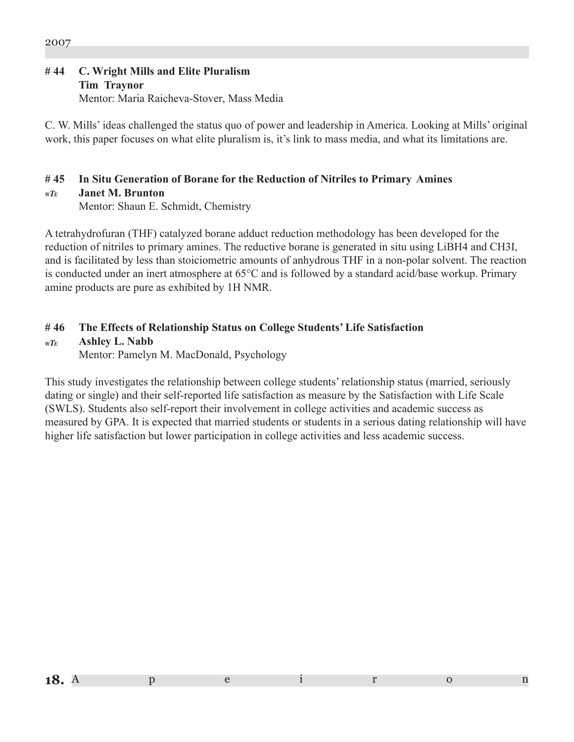### # 44 C. Wright Mills and Elite Pluralism
**Tim Traynor**
Mentor: Maria Raicheva-Stover, Mass Media

C. W. Mills' ideas challenged the status quo of power and leadership in America. Looking at Mills' original work, this paper focuses on what elite pluralism is, it's link to mass media, and what its limitations are.

### # 45 In Situ Generation of Borane for the Reduction of Nitriles to Primary Amines
*wTE* **Janet M. Brunton**
Mentor: Shaun E. Schmidt, Chemistry

A tetrahydrofuran (THF) catalyzed borane adduct reduction methodology has been developed for the reduction of nitriles to primary amines. The reductive borane is generated in situ using LiBH4 and CH3I, and is facilitated by less than stoiciometric amounts of anhydrous THF in a non-polar solvent. The reaction is conducted under an inert atmosphere at 65°C and is followed by a standard acid/base workup. Primary amine products are pure as exhibited by 1H NMR.

### # 46 The Effects of Relationship Status on College Students' Life Satisfaction
*wTE* **Ashley L. Nabb**
Mentor: Pamelyn M. MacDonald, Psychology

This study investigates the relationship between college students' relationship status (married, seriously dating or single) and their self-reported life satisfaction as measure by the Satisfaction with Life Scale (SWLS). Students also self-report their involvement in college activities and academic success as measured by GPA. It is expected that married students or students in a serious dating relationship will have higher life satisfaction but lower participation in college activities and less academic success.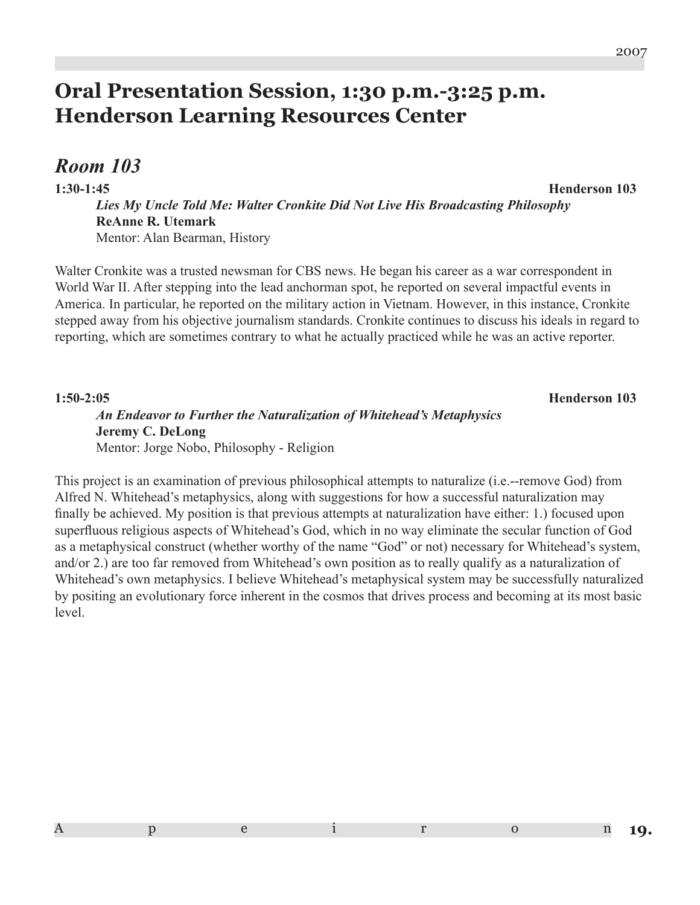# Oral Presentation Session, 1:30 p.m.-3:25 p.m.
# Henderson Learning Resources Center

## *Room 103*

**1:30-1:45** **Henderson 103**

***Lies My Uncle Told Me: Walter Cronkite Did Not Live His Broadcasting Philosophy***
**ReAnne R. Utemark**
Mentor: Alan Bearman, History

Walter Cronkite was a trusted newsman for CBS news. He began his career as a war correspondent in World War II. After stepping into the lead anchorman spot, he reported on several impactful events in America. In particular, he reported on the military action in Vietnam. However, in this instance, Cronkite stepped away from his objective journalism standards. Cronkite continues to discuss his ideals in regard to reporting, which are sometimes contrary to what he actually practiced while he was an active reporter.

**1:50-2:05** **Henderson 103**

***An Endeavor to Further the Naturalization of Whitehead's Metaphysics***
**Jeremy C. DeLong**
Mentor: Jorge Nobo, Philosophy - Religion

This project is an examination of previous philosophical attempts to naturalize (i.e.--remove God) from Alfred N. Whitehead's metaphysics, along with suggestions for how a successful naturalization may finally be achieved. My position is that previous attempts at naturalization have either: 1.) focused upon superfluous religious aspects of Whitehead's God, which in no way eliminate the secular function of God as a metaphysical construct (whether worthy of the name "God" or not) necessary for Whitehead's system, and/or 2.) are too far removed from Whitehead's own position as to really qualify as a naturalization of Whitehead's own metaphysics. I believe Whitehead's metaphysical system may be successfully naturalized by positing an evolutionary force inherent in the cosmos that drives process and becoming at its most basic level.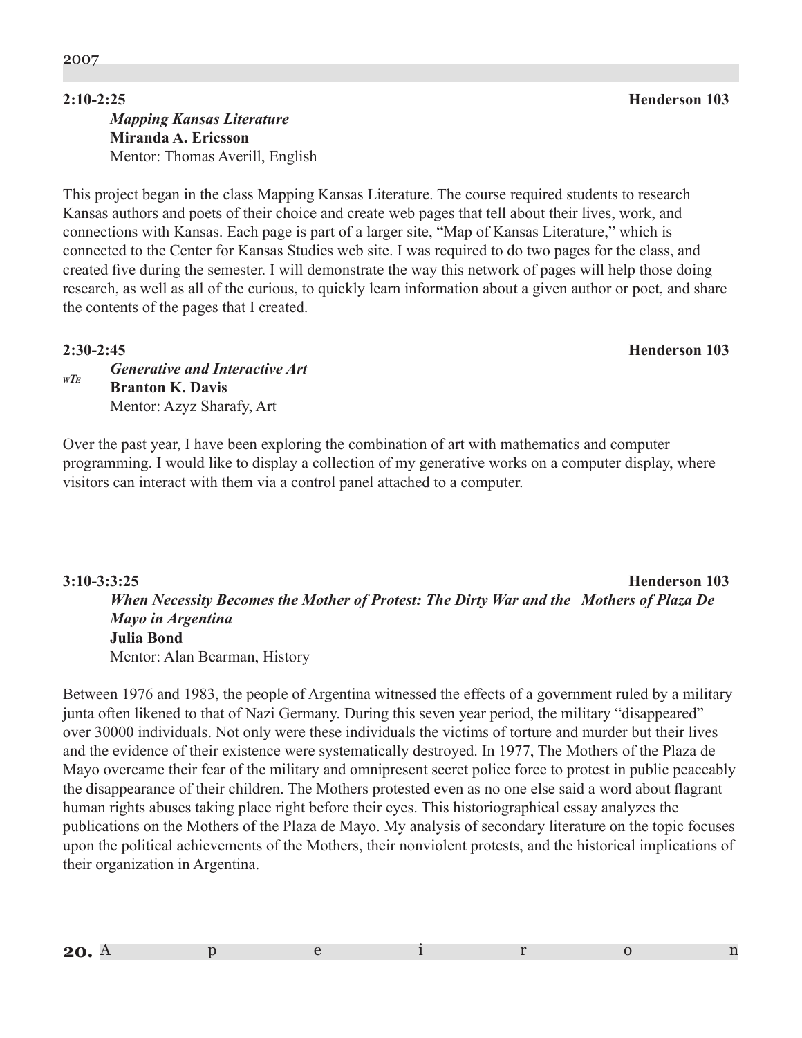**2:10-2:25** **Henderson 103**

***Mapping Kansas Literature***
**Miranda A. Ericsson**
Mentor: Thomas Averill, English

This project began in the class Mapping Kansas Literature. The course required students to research Kansas authors and poets of their choice and create web pages that tell about their lives, work, and connections with Kansas. Each page is part of a larger site, "Map of Kansas Literature," which is connected to the Center for Kansas Studies web site. I was required to do two pages for the class, and created five during the semester. I will demonstrate the way this network of pages will help those doing research, as well as all of the curious, to quickly learn information about a given author or poet, and share the contents of the pages that I created.

**2:30-2:45** **Henderson 103**

*wTE* ***Generative and Interactive Art***
**Branton K. Davis**
Mentor: Azyz Sharafy, Art

Over the past year, I have been exploring the combination of art with mathematics and computer programming. I would like to display a collection of my generative works on a computer display, where visitors can interact with them via a control panel attached to a computer.

**3:10-3:3:25** **Henderson 103**

***When Necessity Becomes the Mother of Protest: The Dirty War and the Mothers of Plaza De Mayo in Argentina***
**Julia Bond**
Mentor: Alan Bearman, History

Between 1976 and 1983, the people of Argentina witnessed the effects of a government ruled by a military junta often likened to that of Nazi Germany. During this seven year period, the military "disappeared" over 30000 individuals. Not only were these individuals the victims of torture and murder but their lives and the evidence of their existence were systematically destroyed. In 1977, The Mothers of the Plaza de Mayo overcame their fear of the military and omnipresent secret police force to protest in public peaceably the disappearance of their children. The Mothers protested even as no one else said a word about flagrant human rights abuses taking place right before their eyes. This historiographical essay analyzes the publications on the Mothers of the Plaza de Mayo. My analysis of secondary literature on the topic focuses upon the political achievements of the Mothers, their nonviolent protests, and the historical implications of their organization in Argentina.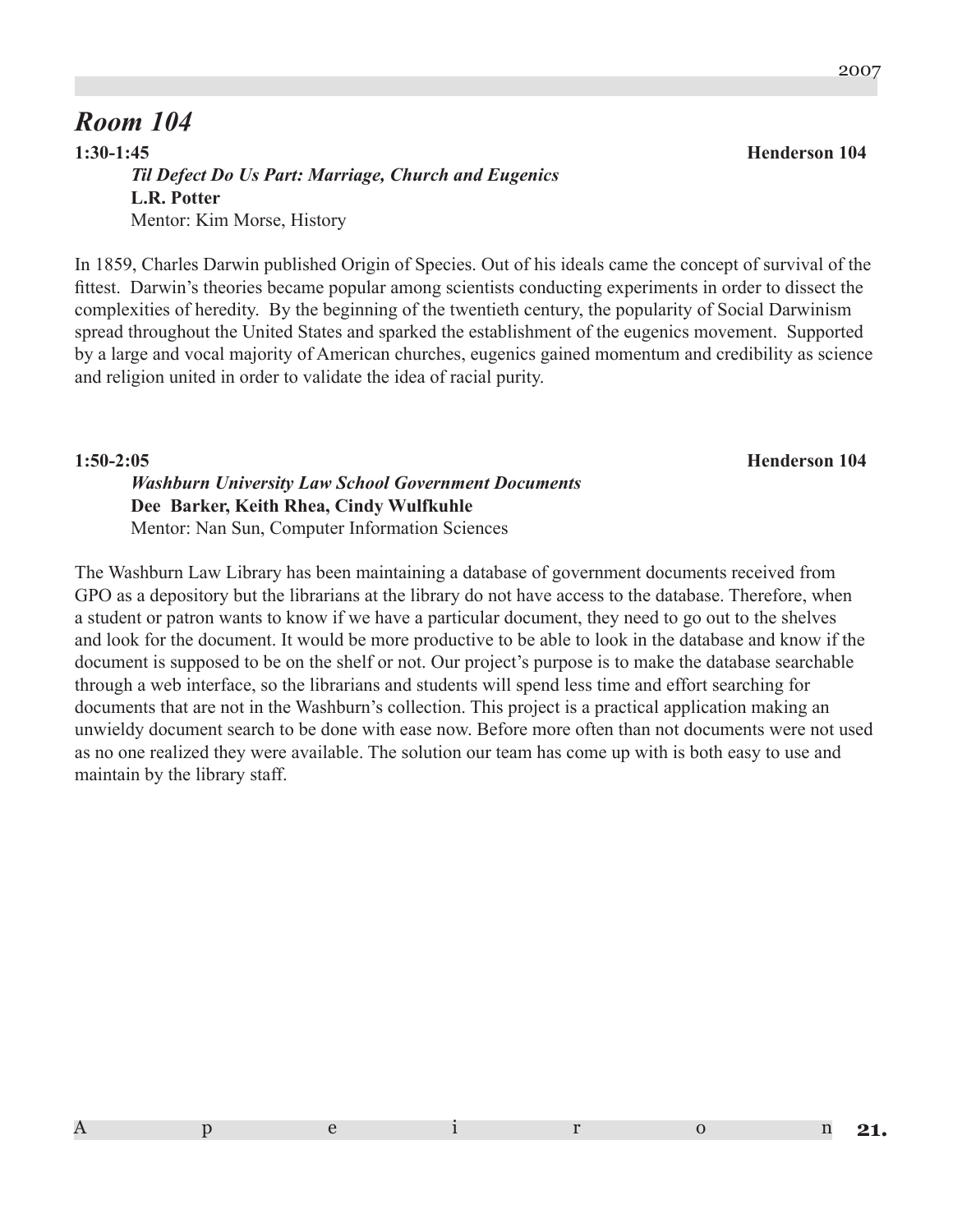# *Room 104*

**1:30-1:45** **Henderson 104**

***Til Defect Do Us Part: Marriage, Church and Eugenics***
**L.R. Potter**
Mentor: Kim Morse, History

In 1859, Charles Darwin published Origin of Species. Out of his ideals came the concept of survival of the fittest. Darwin's theories became popular among scientists conducting experiments in order to dissect the complexities of heredity. By the beginning of the twentieth century, the popularity of Social Darwinism spread throughout the United States and sparked the establishment of the eugenics movement. Supported by a large and vocal majority of American churches, eugenics gained momentum and credibility as science and religion united in order to validate the idea of racial purity.

**1:50-2:05** **Henderson 104**

***Washburn University Law School Government Documents***
**Dee Barker, Keith Rhea, Cindy Wulfkuhle**
Mentor: Nan Sun, Computer Information Sciences

The Washburn Law Library has been maintaining a database of government documents received from GPO as a depository but the librarians at the library do not have access to the database. Therefore, when a student or patron wants to know if we have a particular document, they need to go out to the shelves and look for the document. It would be more productive to be able to look in the database and know if the document is supposed to be on the shelf or not. Our project's purpose is to make the database searchable through a web interface, so the librarians and students will spend less time and effort searching for documents that are not in the Washburn's collection. This project is a practical application making an unwieldy document search to be done with ease now. Before more often than not documents were not used as no one realized they were available. The solution our team has come up with is both easy to use and maintain by the library staff.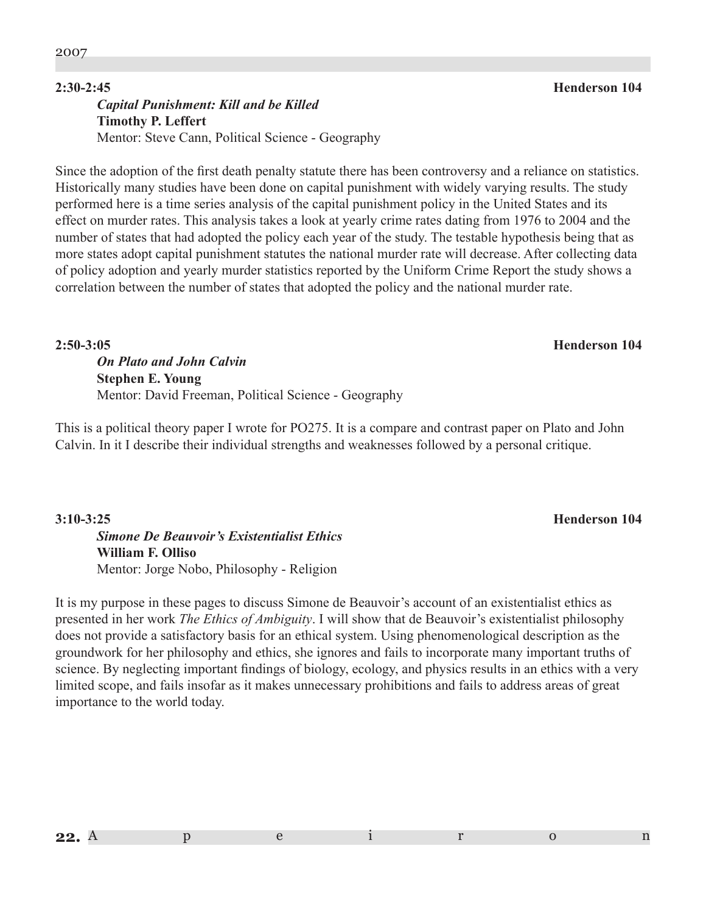**2:30-2:45** **Henderson 104**

***Capital Punishment: Kill and be Killed***
**Timothy P. Leffert**
Mentor: Steve Cann, Political Science - Geography

Since the adoption of the first death penalty statute there has been controversy and a reliance on statistics. Historically many studies have been done on capital punishment with widely varying results. The study performed here is a time series analysis of the capital punishment policy in the United States and its effect on murder rates. This analysis takes a look at yearly crime rates dating from 1976 to 2004 and the number of states that had adopted the policy each year of the study. The testable hypothesis being that as more states adopt capital punishment statutes the national murder rate will decrease. After collecting data of policy adoption and yearly murder statistics reported by the Uniform Crime Report the study shows a correlation between the number of states that adopted the policy and the national murder rate.

**2:50-3:05** **Henderson 104**

***On Plato and John Calvin***
**Stephen E. Young**
Mentor: David Freeman, Political Science - Geography

This is a political theory paper I wrote for PO275. It is a compare and contrast paper on Plato and John Calvin. In it I describe their individual strengths and weaknesses followed by a personal critique.

**3:10-3:25** **Henderson 104**

***Simone De Beauvoir's Existentialist Ethics***
**William F. Olliso**
Mentor: Jorge Nobo, Philosophy - Religion

It is my purpose in these pages to discuss Simone de Beauvoir's account of an existentialist ethics as presented in her work *The Ethics of Ambiguity*. I will show that de Beauvoir's existentialist philosophy does not provide a satisfactory basis for an ethical system. Using phenomenological description as the groundwork for her philosophy and ethics, she ignores and fails to incorporate many important truths of science. By neglecting important findings of biology, ecology, and physics results in an ethics with a very limited scope, and fails insofar as it makes unnecessary prohibitions and fails to address areas of great importance to the world today.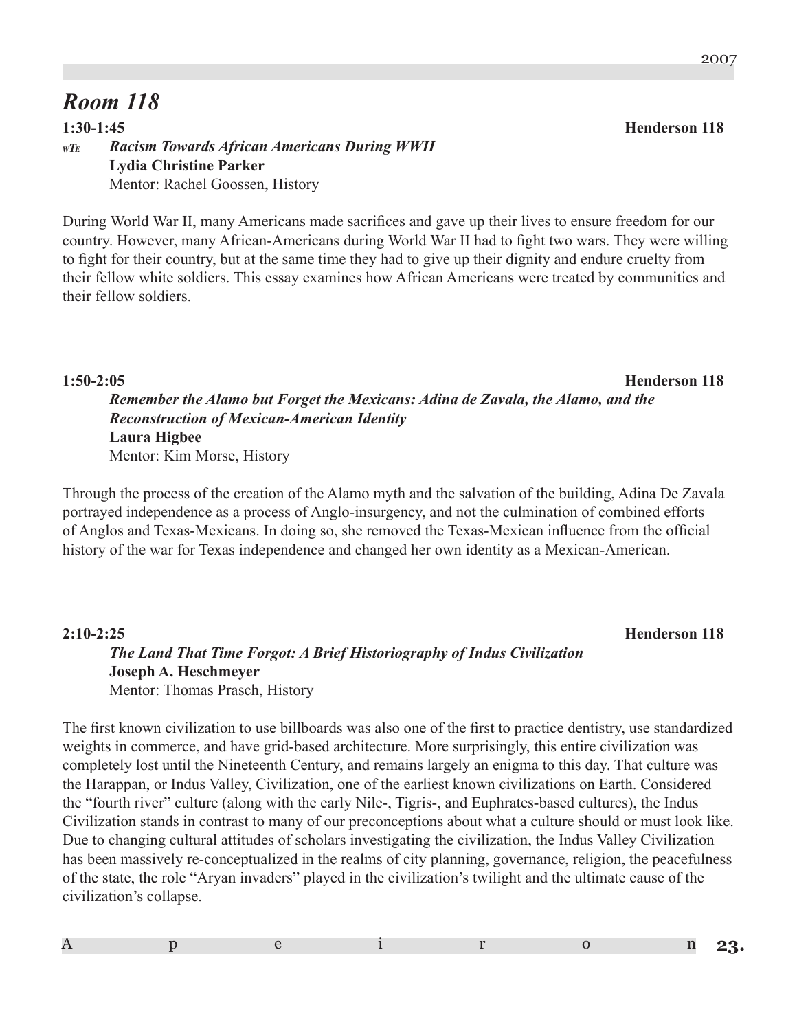## *Room 118*

**1:30-1:45** **Henderson 118**

*wTE* ***Racism Towards African Americans During WWII***
**Lydia Christine Parker**
Mentor: Rachel Goossen, History

During World War II, many Americans made sacrifices and gave up their lives to ensure freedom for our country. However, many African-Americans during World War II had to fight two wars. They were willing to fight for their country, but at the same time they had to give up their dignity and endure cruelty from their fellow white soldiers. This essay examines how African Americans were treated by communities and their fellow soldiers.

**1:50-2:05** **Henderson 118**

***Remember the Alamo but Forget the Mexicans: Adina de Zavala, the Alamo, and the Reconstruction of Mexican-American Identity***
**Laura Higbee**
Mentor: Kim Morse, History

Through the process of the creation of the Alamo myth and the salvation of the building, Adina De Zavala portrayed independence as a process of Anglo-insurgency, and not the culmination of combined efforts of Anglos and Texas-Mexicans. In doing so, she removed the Texas-Mexican influence from the official history of the war for Texas independence and changed her own identity as a Mexican-American.

**2:10-2:25** **Henderson 118**

***The Land That Time Forgot: A Brief Historiography of Indus Civilization***
**Joseph A. Heschmeyer**
Mentor: Thomas Prasch, History

The first known civilization to use billboards was also one of the first to practice dentistry, use standardized weights in commerce, and have grid-based architecture. More surprisingly, this entire civilization was completely lost until the Nineteenth Century, and remains largely an enigma to this day. That culture was the Harappan, or Indus Valley, Civilization, one of the earliest known civilizations on Earth. Considered the "fourth river" culture (along with the early Nile-, Tigris-, and Euphrates-based cultures), the Indus Civilization stands in contrast to many of our preconceptions about what a culture should or must look like. Due to changing cultural attitudes of scholars investigating the civilization, the Indus Valley Civilization has been massively re-conceptualized in the realms of city planning, governance, religion, the peacefulness of the state, the role "Aryan invaders" played in the civilization's twilight and the ultimate cause of the civilization's collapse.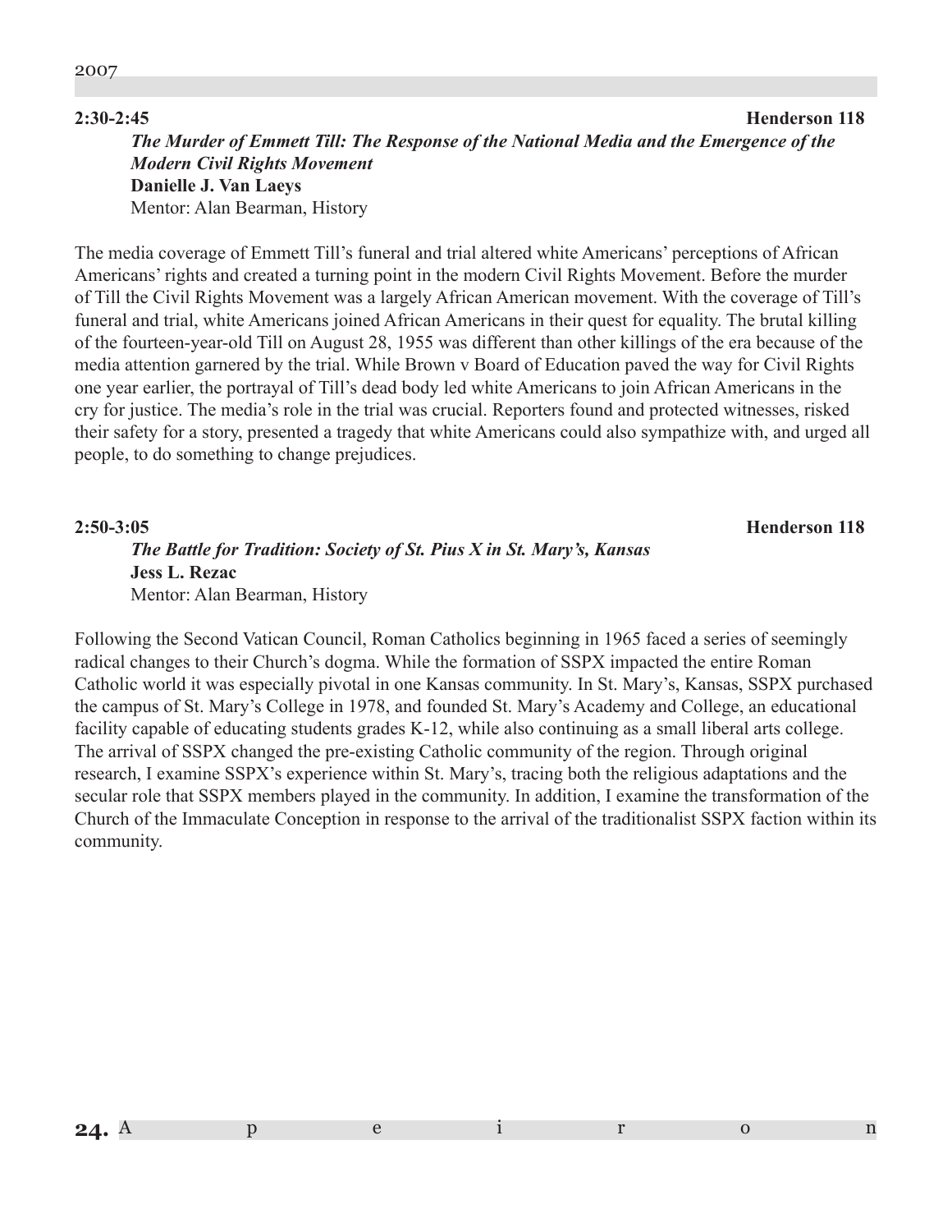**2:30-2:45** **Henderson 118**

***The Murder of Emmett Till: The Response of the National Media and the Emergence of the Modern Civil Rights Movement***
**Danielle J. Van Laeys**
Mentor: Alan Bearman, History

The media coverage of Emmett Till's funeral and trial altered white Americans' perceptions of African Americans' rights and created a turning point in the modern Civil Rights Movement. Before the murder of Till the Civil Rights Movement was a largely African American movement. With the coverage of Till's funeral and trial, white Americans joined African Americans in their quest for equality. The brutal killing of the fourteen-year-old Till on August 28, 1955 was different than other killings of the era because of the media attention garnered by the trial. While Brown v Board of Education paved the way for Civil Rights one year earlier, the portrayal of Till's dead body led white Americans to join African Americans in the cry for justice. The media's role in the trial was crucial. Reporters found and protected witnesses, risked their safety for a story, presented a tragedy that white Americans could also sympathize with, and urged all people, to do something to change prejudices.

**2:50-3:05** **Henderson 118**

***The Battle for Tradition: Society of St. Pius X in St. Mary's, Kansas***
**Jess L. Rezac**
Mentor: Alan Bearman, History

Following the Second Vatican Council, Roman Catholics beginning in 1965 faced a series of seemingly radical changes to their Church's dogma. While the formation of SSPX impacted the entire Roman Catholic world it was especially pivotal in one Kansas community. In St. Mary's, Kansas, SSPX purchased the campus of St. Mary's College in 1978, and founded St. Mary's Academy and College, an educational facility capable of educating students grades K-12, while also continuing as a small liberal arts college. The arrival of SSPX changed the pre-existing Catholic community of the region. Through original research, I examine SSPX's experience within St. Mary's, tracing both the religious adaptations and the secular role that SSPX members played in the community. In addition, I examine the transformation of the Church of the Immaculate Conception in response to the arrival of the traditionalist SSPX faction within its community.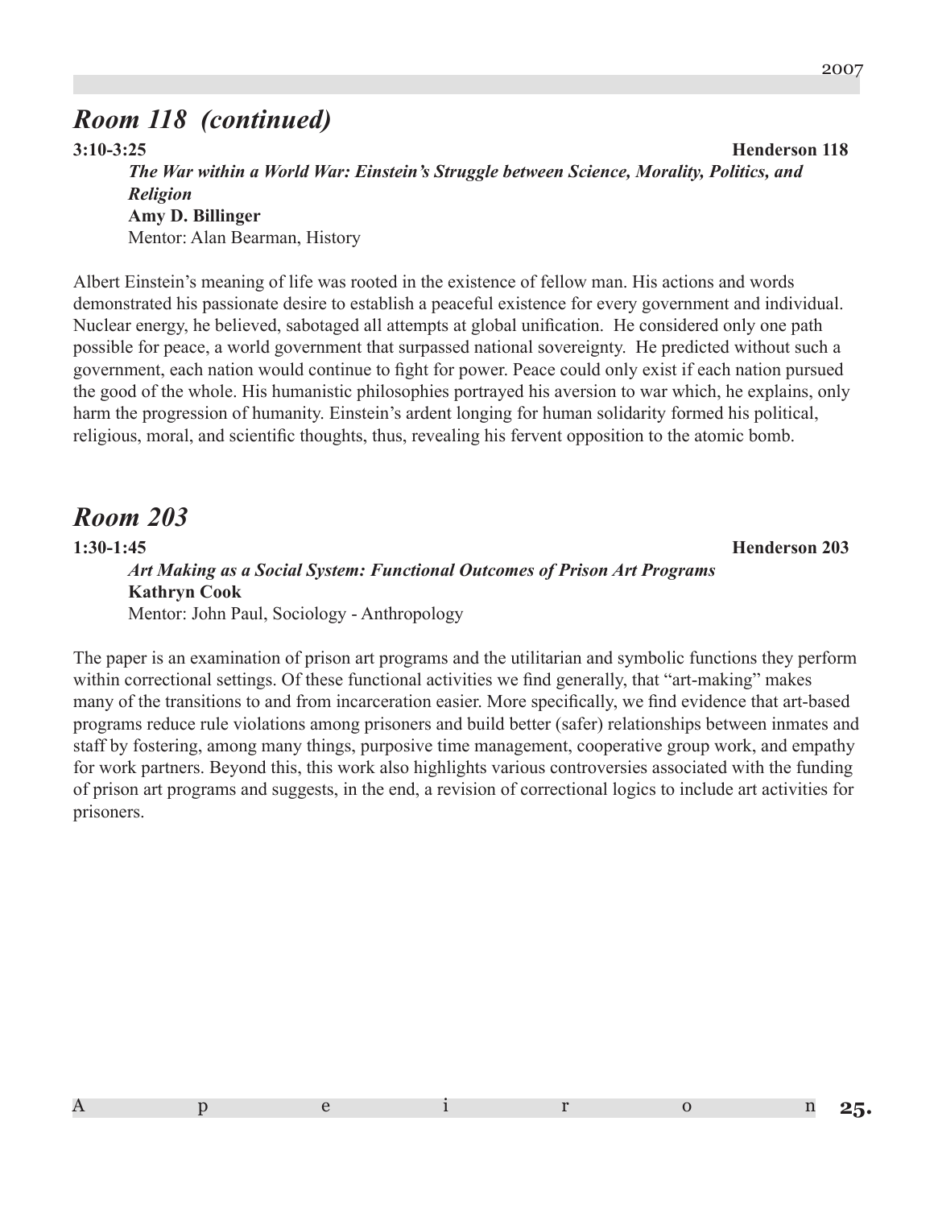## *Room 118 (continued)*

**3:10-3:25** **Henderson 118**

***The War within a World War: Einstein's Struggle between Science, Morality, Politics, and Religion***
**Amy D. Billinger**
Mentor: Alan Bearman, History

Albert Einstein's meaning of life was rooted in the existence of fellow man. His actions and words demonstrated his passionate desire to establish a peaceful existence for every government and individual. Nuclear energy, he believed, sabotaged all attempts at global unification. He considered only one path possible for peace, a world government that surpassed national sovereignty. He predicted without such a government, each nation would continue to fight for power. Peace could only exist if each nation pursued the good of the whole. His humanistic philosophies portrayed his aversion to war which, he explains, only harm the progression of humanity. Einstein's ardent longing for human solidarity formed his political, religious, moral, and scientific thoughts, thus, revealing his fervent opposition to the atomic bomb.

## *Room 203*

**1:30-1:45** **Henderson 203**

***Art Making as a Social System: Functional Outcomes of Prison Art Programs***
**Kathryn Cook**
Mentor: John Paul, Sociology - Anthropology

The paper is an examination of prison art programs and the utilitarian and symbolic functions they perform within correctional settings. Of these functional activities we find generally, that "art-making" makes many of the transitions to and from incarceration easier. More specifically, we find evidence that art-based programs reduce rule violations among prisoners and build better (safer) relationships between inmates and staff by fostering, among many things, purposive time management, cooperative group work, and empathy for work partners. Beyond this, this work also highlights various controversies associated with the funding of prison art programs and suggests, in the end, a revision of correctional logics to include art activities for prisoners.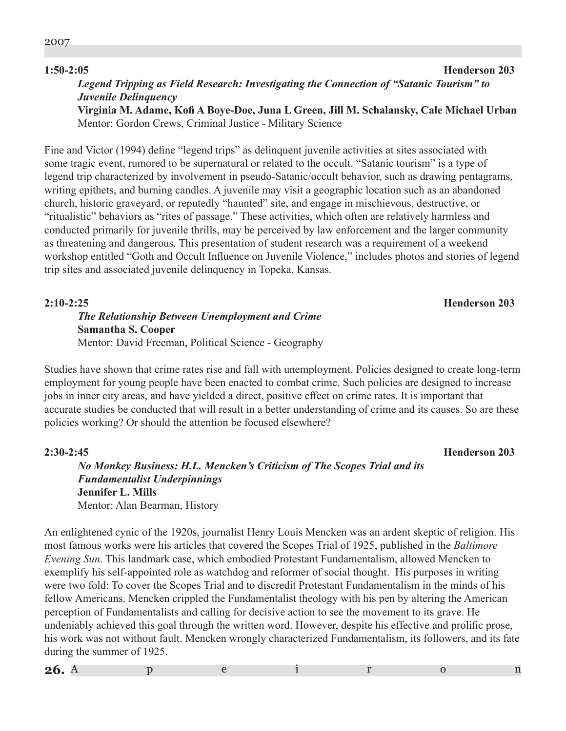**1:50-2:05** **Henderson 203**

***Legend Tripping as Field Research: Investigating the Connection of "Satanic Tourism" to Juvenile Delinquency***

**Virginia M. Adame, Kofi A Boye-Doe, Juna L Green, Jill M. Schalansky, Cale Michael Urban**

Mentor: Gordon Crews, Criminal Justice - Military Science

Fine and Victor (1994) define "legend trips" as delinquent juvenile activities at sites associated with some tragic event, rumored to be supernatural or related to the occult. "Satanic tourism" is a type of legend trip characterized by involvement in pseudo-Satanic/occult behavior, such as drawing pentagrams, writing epithets, and burning candles. A juvenile may visit a geographic location such as an abandoned church, historic graveyard, or reputedly "haunted" site, and engage in mischievous, destructive, or "ritualistic" behaviors as "rites of passage." These activities, which often are relatively harmless and conducted primarily for juvenile thrills, may be perceived by law enforcement and the larger community as threatening and dangerous. This presentation of student research was a requirement of a weekend workshop entitled "Goth and Occult Influence on Juvenile Violence," includes photos and stories of legend trip sites and associated juvenile delinquency in Topeka, Kansas.

**2:10-2:25** **Henderson 203**

***The Relationship Between Unemployment and Crime***

**Samantha S. Cooper**

Mentor: David Freeman, Political Science - Geography

Studies have shown that crime rates rise and fall with unemployment. Policies designed to create long-term employment for young people have been enacted to combat crime. Such policies are designed to increase jobs in inner city areas, and have yielded a direct, positive effect on crime rates. It is important that accurate studies be conducted that will result in a better understanding of crime and its causes. So are these policies working? Or should the attention be focused elsewhere?

**2:30-2:45** **Henderson 203**

***No Monkey Business: H.L. Mencken's Criticism of The Scopes Trial and its Fundamentalist Underpinnings***

**Jennifer L. Mills**

Mentor: Alan Bearman, History

An enlightened cynic of the 1920s, journalist Henry Louis Mencken was an ardent skeptic of religion. His most famous works were his articles that covered the Scopes Trial of 1925, published in the *Baltimore Evening Sun*. This landmark case, which embodied Protestant Fundamentalism, allowed Mencken to exemplify his self-appointed role as watchdog and reformer of social thought. His purposes in writing were two fold: To cover the Scopes Trial and to discredit Protestant Fundamentalism in the minds of his fellow Americans. Mencken crippled the Fundamentalist theology with his pen by altering the American perception of Fundamentalists and calling for decisive action to see the movement to its grave. He undeniably achieved this goal through the written word. However, despite his effective and prolific prose, his work was not without fault. Mencken wrongly characterized Fundamentalism, its followers, and its fate during the summer of 1925.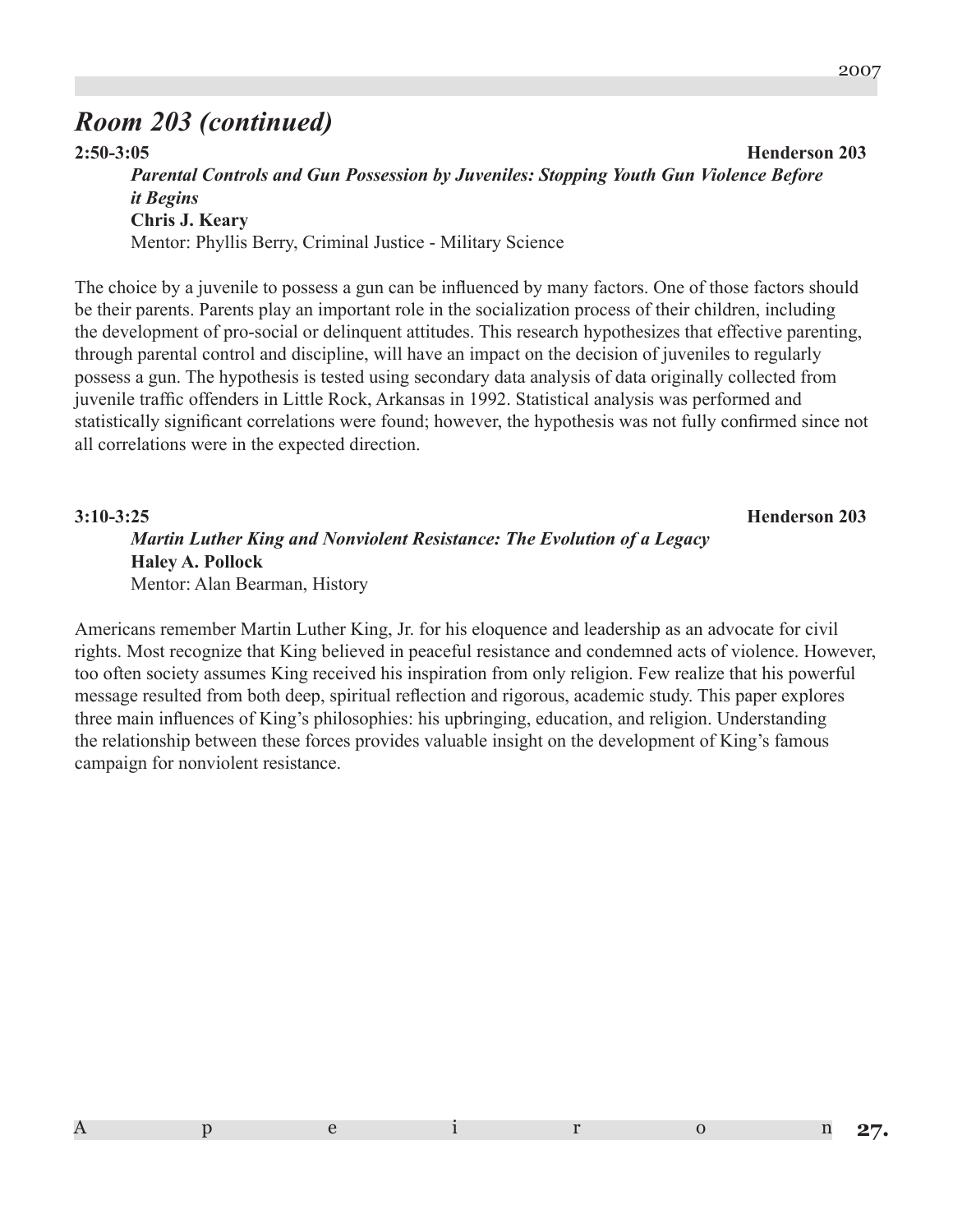## *Room 203 (continued)*

**2:50-3:05** **Henderson 203**

***Parental Controls and Gun Possession by Juveniles: Stopping Youth Gun Violence Before it Begins***

**Chris J. Keary**

Mentor: Phyllis Berry, Criminal Justice - Military Science

The choice by a juvenile to possess a gun can be influenced by many factors. One of those factors should be their parents. Parents play an important role in the socialization process of their children, including the development of pro-social or delinquent attitudes. This research hypothesizes that effective parenting, through parental control and discipline, will have an impact on the decision of juveniles to regularly possess a gun. The hypothesis is tested using secondary data analysis of data originally collected from juvenile traffic offenders in Little Rock, Arkansas in 1992. Statistical analysis was performed and statistically significant correlations were found; however, the hypothesis was not fully confirmed since not all correlations were in the expected direction.

**3:10-3:25** **Henderson 203**

***Martin Luther King and Nonviolent Resistance: The Evolution of a Legacy***

**Haley A. Pollock**

Mentor: Alan Bearman, History

Americans remember Martin Luther King, Jr. for his eloquence and leadership as an advocate for civil rights. Most recognize that King believed in peaceful resistance and condemned acts of violence. However, too often society assumes King received his inspiration from only religion. Few realize that his powerful message resulted from both deep, spiritual reflection and rigorous, academic study. This paper explores three main influences of King's philosophies: his upbringing, education, and religion. Understanding the relationship between these forces provides valuable insight on the development of King's famous campaign for nonviolent resistance.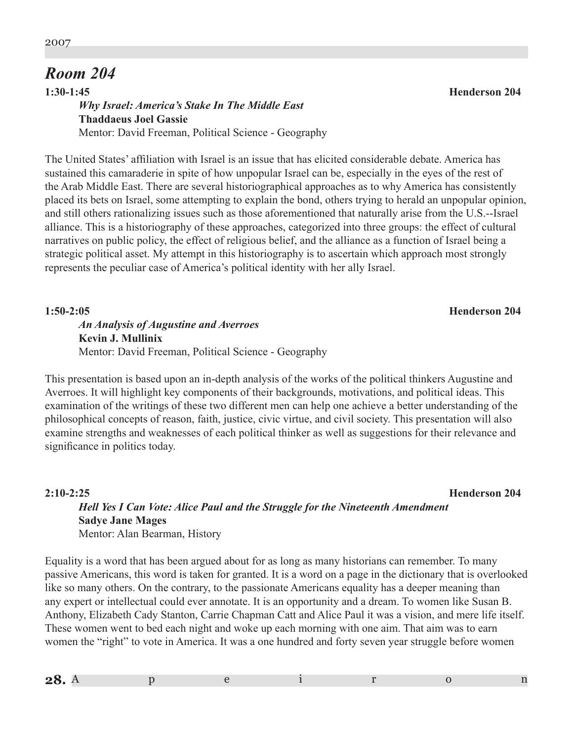## Room 204

**1:30-1:45** **Henderson 204**

***Why Israel: America's Stake In The Middle East***
**Thaddaeus Joel Gassie**
Mentor: David Freeman, Political Science - Geography

The United States' affiliation with Israel is an issue that has elicited considerable debate. America has sustained this camaraderie in spite of how unpopular Israel can be, especially in the eyes of the rest of the Arab Middle East. There are several historiographical approaches as to why America has consistently placed its bets on Israel, some attempting to explain the bond, others trying to herald an unpopular opinion, and still others rationalizing issues such as those aforementioned that naturally arise from the U.S.--Israel alliance. This is a historiography of these approaches, categorized into three groups: the effect of cultural narratives on public policy, the effect of religious belief, and the alliance as a function of Israel being a strategic political asset. My attempt in this historiography is to ascertain which approach most strongly represents the peculiar case of America's political identity with her ally Israel.

**1:50-2:05** **Henderson 204**

***An Analysis of Augustine and Averroes***
**Kevin J. Mullinix**
Mentor: David Freeman, Political Science - Geography

This presentation is based upon an in-depth analysis of the works of the political thinkers Augustine and Averroes. It will highlight key components of their backgrounds, motivations, and political ideas. This examination of the writings of these two different men can help one achieve a better understanding of the philosophical concepts of reason, faith, justice, civic virtue, and civil society. This presentation will also examine strengths and weaknesses of each political thinker as well as suggestions for their relevance and significance in politics today.

**2:10-2:25** **Henderson 204**

***Hell Yes I Can Vote: Alice Paul and the Struggle for the Nineteenth Amendment***
**Sadye Jane Mages**
Mentor: Alan Bearman, History

Equality is a word that has been argued about for as long as many historians can remember. To many passive Americans, this word is taken for granted. It is a word on a page in the dictionary that is overlooked like so many others. On the contrary, to the passionate Americans equality has a deeper meaning than any expert or intellectual could ever annotate. It is an opportunity and a dream. To women like Susan B. Anthony, Elizabeth Cady Stanton, Carrie Chapman Catt and Alice Paul it was a vision, and mere life itself. These women went to bed each night and woke up each morning with one aim. That aim was to earn women the "right" to vote in America. It was a one hundred and forty seven year struggle before women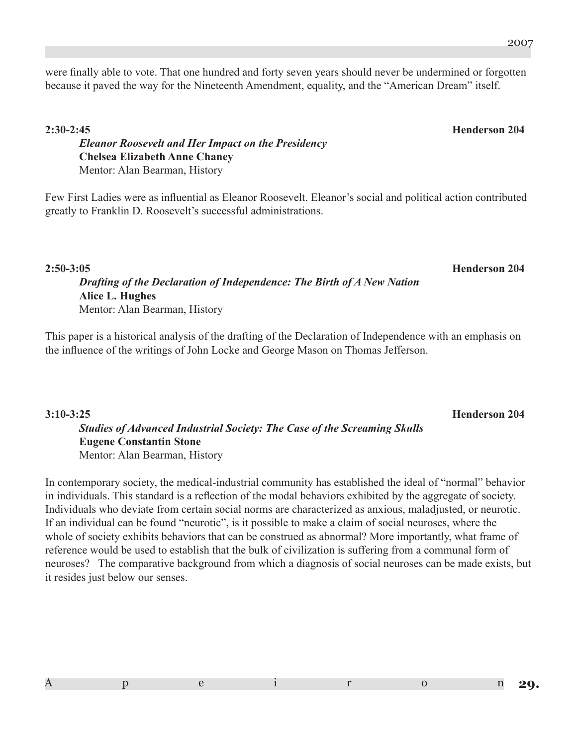were finally able to vote. That one hundred and forty seven years should never be undermined or forgotten because it paved the way for the Nineteenth Amendment, equality, and the "American Dream" itself.

**2:30-2:45** **Henderson 204**

***Eleanor Roosevelt and Her Impact on the Presidency***
**Chelsea Elizabeth Anne Chaney**
Mentor: Alan Bearman, History

Few First Ladies were as influential as Eleanor Roosevelt. Eleanor's social and political action contributed greatly to Franklin D. Roosevelt's successful administrations.

**2:50-3:05** **Henderson 204**

***Drafting of the Declaration of Independence: The Birth of A New Nation***
**Alice L. Hughes**
Mentor: Alan Bearman, History

This paper is a historical analysis of the drafting of the Declaration of Independence with an emphasis on the influence of the writings of John Locke and George Mason on Thomas Jefferson.

**3:10-3:25** **Henderson 204**

***Studies of Advanced Industrial Society: The Case of the Screaming Skulls***
**Eugene Constantin Stone**
Mentor: Alan Bearman, History

In contemporary society, the medical-industrial community has established the ideal of "normal" behavior in individuals. This standard is a reflection of the modal behaviors exhibited by the aggregate of society. Individuals who deviate from certain social norms are characterized as anxious, maladjusted, or neurotic. If an individual can be found "neurotic", is it possible to make a claim of social neuroses, where the whole of society exhibits behaviors that can be construed as abnormal? More importantly, what frame of reference would be used to establish that the bulk of civilization is suffering from a communal form of neuroses? The comparative background from which a diagnosis of social neuroses can be made exists, but it resides just below our senses.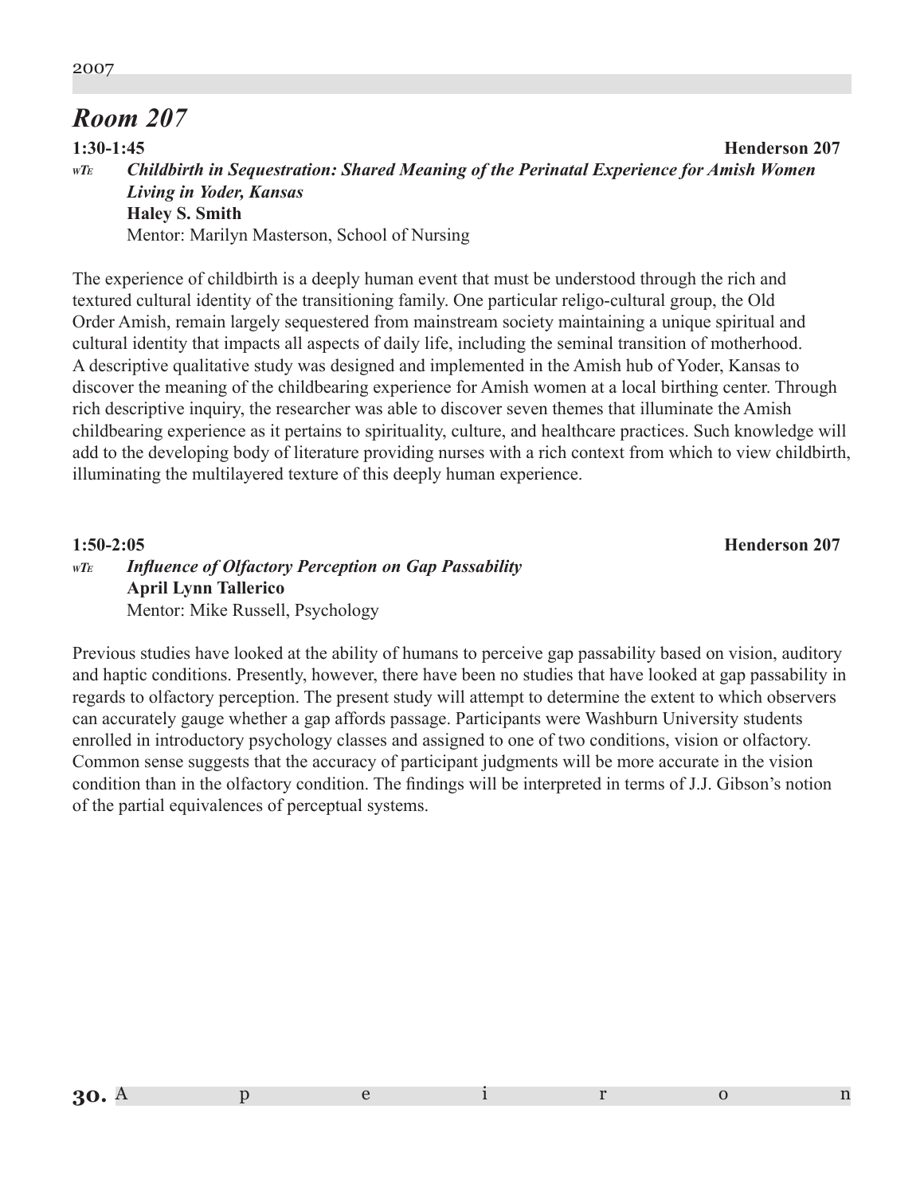## *Room 207*

**1:30-1:45** **Henderson 207**

*wTE* ***Childbirth in Sequestration: Shared Meaning of the Perinatal Experience for Amish Women Living in Yoder, Kansas***
**Haley S. Smith**
Mentor: Marilyn Masterson, School of Nursing

The experience of childbirth is a deeply human event that must be understood through the rich and textured cultural identity of the transitioning family. One particular religo-cultural group, the Old Order Amish, remain largely sequestered from mainstream society maintaining a unique spiritual and cultural identity that impacts all aspects of daily life, including the seminal transition of motherhood. A descriptive qualitative study was designed and implemented in the Amish hub of Yoder, Kansas to discover the meaning of the childbearing experience for Amish women at a local birthing center. Through rich descriptive inquiry, the researcher was able to discover seven themes that illuminate the Amish childbearing experience as it pertains to spirituality, culture, and healthcare practices. Such knowledge will add to the developing body of literature providing nurses with a rich context from which to view childbirth, illuminating the multilayered texture of this deeply human experience.

**1:50-2:05** **Henderson 207**

*wTE* ***Influence of Olfactory Perception on Gap Passability***
**April Lynn Tallerico**
Mentor: Mike Russell, Psychology

Previous studies have looked at the ability of humans to perceive gap passability based on vision, auditory and haptic conditions. Presently, however, there have been no studies that have looked at gap passability in regards to olfactory perception. The present study will attempt to determine the extent to which observers can accurately gauge whether a gap affords passage. Participants were Washburn University students enrolled in introductory psychology classes and assigned to one of two conditions, vision or olfactory. Common sense suggests that the accuracy of participant judgments will be more accurate in the vision condition than in the olfactory condition. The findings will be interpreted in terms of J.J. Gibson's notion of the partial equivalences of perceptual systems.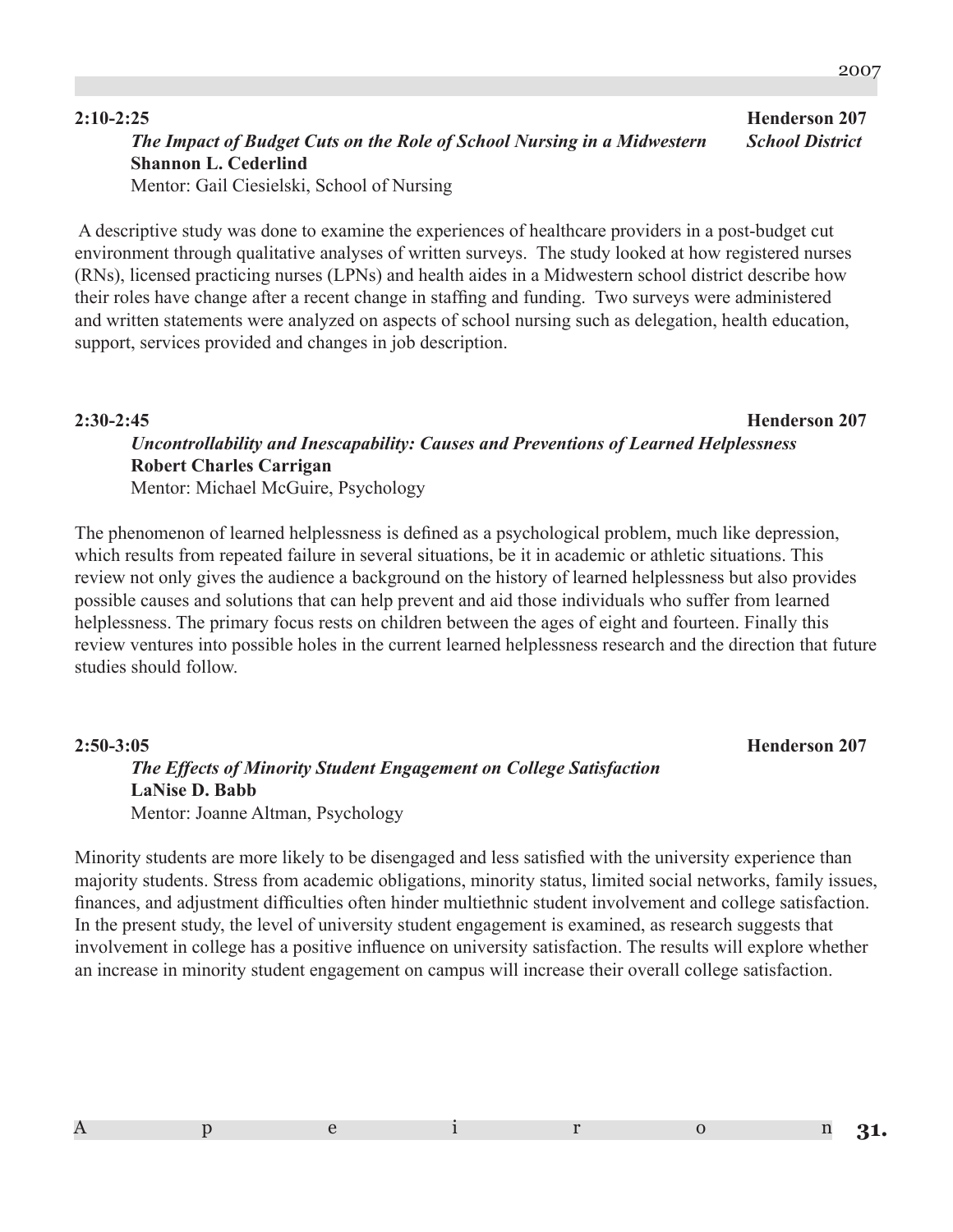**2:10-2:25** **Henderson 207**

***The Impact of Budget Cuts on the Role of School Nursing in a Midwestern School District***

**Shannon L. Cederlind**

Mentor: Gail Ciesielski, School of Nursing

A descriptive study was done to examine the experiences of healthcare providers in a post-budget cut environment through qualitative analyses of written surveys. The study looked at how registered nurses (RNs), licensed practicing nurses (LPNs) and health aides in a Midwestern school district describe how their roles have change after a recent change in staffing and funding. Two surveys were administered and written statements were analyzed on aspects of school nursing such as delegation, health education, support, services provided and changes in job description.

**2:30-2:45** **Henderson 207**

***Uncontrollability and Inescapability: Causes and Preventions of Learned Helplessness***

**Robert Charles Carrigan**

Mentor: Michael McGuire, Psychology

The phenomenon of learned helplessness is defined as a psychological problem, much like depression, which results from repeated failure in several situations, be it in academic or athletic situations. This review not only gives the audience a background on the history of learned helplessness but also provides possible causes and solutions that can help prevent and aid those individuals who suffer from learned helplessness. The primary focus rests on children between the ages of eight and fourteen. Finally this review ventures into possible holes in the current learned helplessness research and the direction that future studies should follow.

**2:50-3:05** **Henderson 207**

***The Effects of Minority Student Engagement on College Satisfaction***

**LaNise D. Babb**

Mentor: Joanne Altman, Psychology

Minority students are more likely to be disengaged and less satisfied with the university experience than majority students. Stress from academic obligations, minority status, limited social networks, family issues, finances, and adjustment difficulties often hinder multiethnic student involvement and college satisfaction. In the present study, the level of university student engagement is examined, as research suggests that involvement in college has a positive influence on university satisfaction. The results will explore whether an increase in minority student engagement on campus will increase their overall college satisfaction.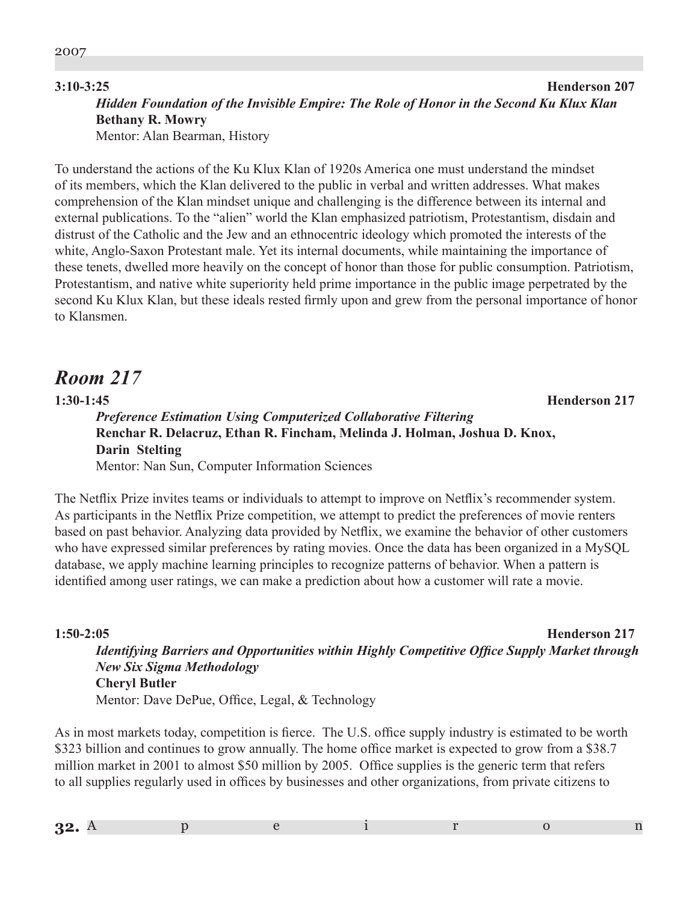**3:10-3:25** **Henderson 207**

***Hidden Foundation of the Invisible Empire: The Role of Honor in the Second Ku Klux Klan***
**Bethany R. Mowry**
Mentor: Alan Bearman, History

To understand the actions of the Ku Klux Klan of 1920s America one must understand the mindset of its members, which the Klan delivered to the public in verbal and written addresses. What makes comprehension of the Klan mindset unique and challenging is the difference between its internal and external publications. To the "alien" world the Klan emphasized patriotism, Protestantism, disdain and distrust of the Catholic and the Jew and an ethnocentric ideology which promoted the interests of the white, Anglo-Saxon Protestant male. Yet its internal documents, while maintaining the importance of these tenets, dwelled more heavily on the concept of honor than those for public consumption. Patriotism, Protestantism, and native white superiority held prime importance in the public image perpetrated by the second Ku Klux Klan, but these ideals rested firmly upon and grew from the personal importance of honor to Klansmen.

## *Room 217*

**1:30-1:45** **Henderson 217**

***Preference Estimation Using Computerized Collaborative Filtering***
**Renchar R. Delacruz, Ethan R. Fincham, Melinda J. Holman, Joshua D. Knox, Darin Stelting**
Mentor: Nan Sun, Computer Information Sciences

The Netflix Prize invites teams or individuals to attempt to improve on Netflix's recommender system. As participants in the Netflix Prize competition, we attempt to predict the preferences of movie renters based on past behavior. Analyzing data provided by Netflix, we examine the behavior of other customers who have expressed similar preferences by rating movies. Once the data has been organized in a MySQL database, we apply machine learning principles to recognize patterns of behavior. When a pattern is identified among user ratings, we can make a prediction about how a customer will rate a movie.

**1:50-2:05** **Henderson 217**

***Identifying Barriers and Opportunities within Highly Competitive Office Supply Market through New Six Sigma Methodology***
**Cheryl Butler**
Mentor: Dave DePue, Office, Legal, & Technology

As in most markets today, competition is fierce. The U.S. office supply industry is estimated to be worth $323 billion and continues to grow annually. The home office market is expected to grow from a $38.7 million market in 2001 to almost $50 million by 2005. Office supplies is the generic term that refers to all supplies regularly used in offices by businesses and other organizations, from private citizens to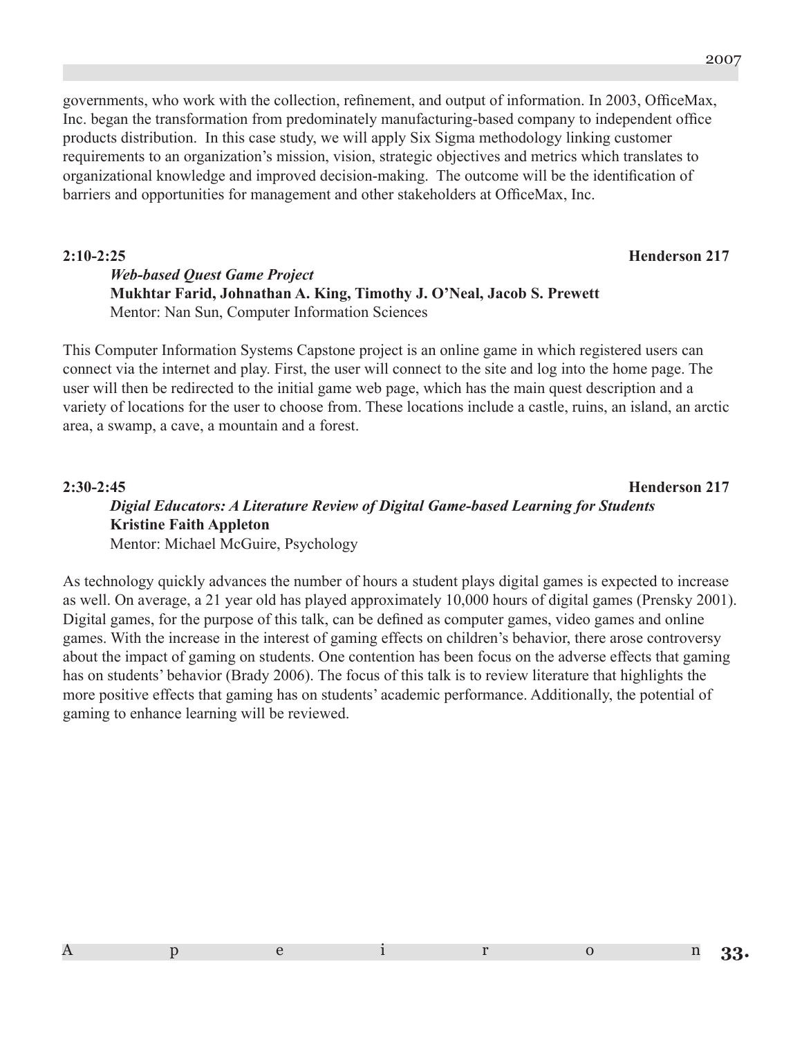governments, who work with the collection, refinement, and output of information. In 2003, OfficeMax, Inc. began the transformation from predominately manufacturing-based company to independent office products distribution. In this case study, we will apply Six Sigma methodology linking customer requirements to an organization's mission, vision, strategic objectives and metrics which translates to organizational knowledge and improved decision-making. The outcome will be the identification of barriers and opportunities for management and other stakeholders at OfficeMax, Inc.

**2:10-2:25** **Henderson 217**

***Web-based Quest Game Project***
**Mukhtar Farid, Johnathan A. King, Timothy J. O'Neal, Jacob S. Prewett**
Mentor: Nan Sun, Computer Information Sciences

This Computer Information Systems Capstone project is an online game in which registered users can connect via the internet and play. First, the user will connect to the site and log into the home page. The user will then be redirected to the initial game web page, which has the main quest description and a variety of locations for the user to choose from. These locations include a castle, ruins, an island, an arctic area, a swamp, a cave, a mountain and a forest.

**2:30-2:45** **Henderson 217**

***Digial Educators: A Literature Review of Digital Game-based Learning for Students***
**Kristine Faith Appleton**
Mentor: Michael McGuire, Psychology

As technology quickly advances the number of hours a student plays digital games is expected to increase as well. On average, a 21 year old has played approximately 10,000 hours of digital games (Prensky 2001). Digital games, for the purpose of this talk, can be defined as computer games, video games and online games. With the increase in the interest of gaming effects on children's behavior, there arose controversy about the impact of gaming on students. One contention has been focus on the adverse effects that gaming has on students' behavior (Brady 2006). The focus of this talk is to review literature that highlights the more positive effects that gaming has on students' academic performance. Additionally, the potential of gaming to enhance learning will be reviewed.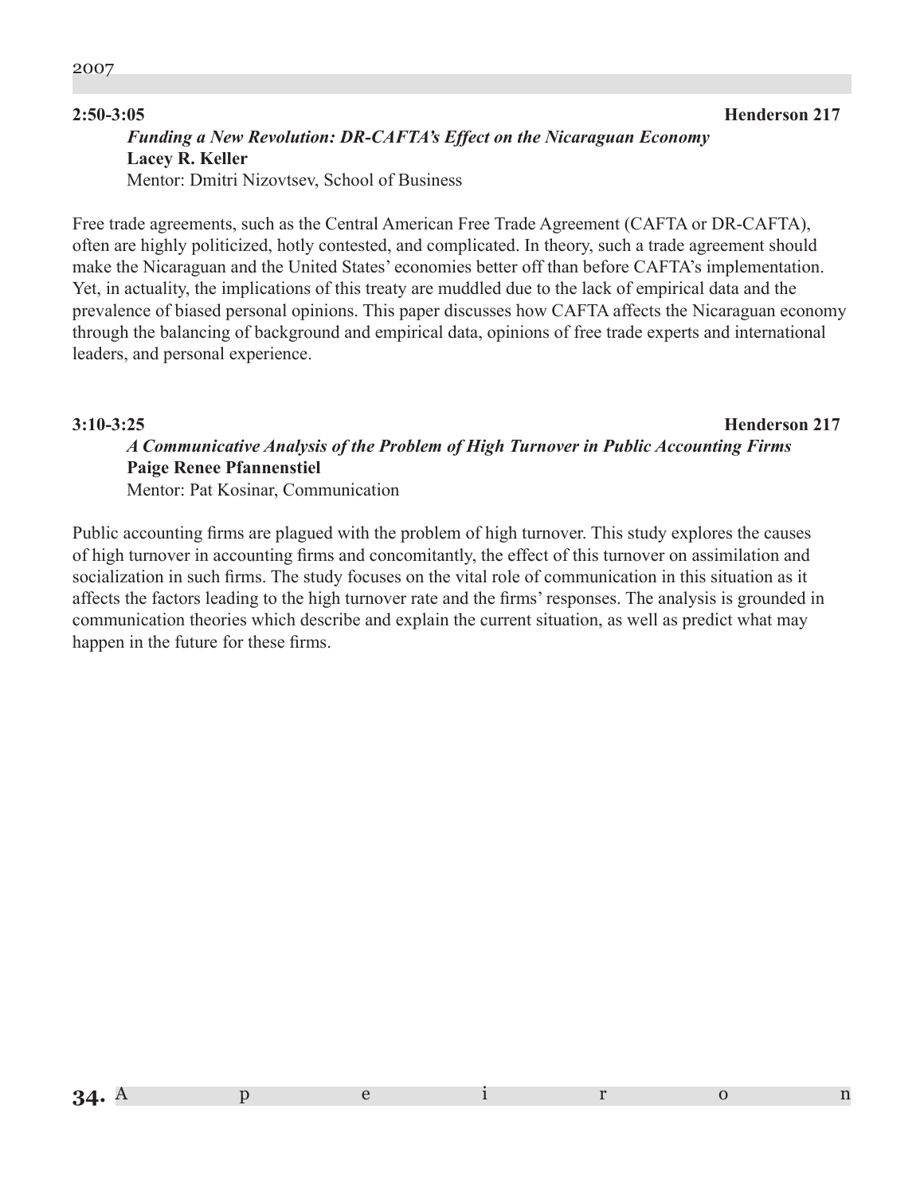**2:50-3:05** **Henderson 217**

***Funding a New Revolution: DR-CAFTA's Effect on the Nicaraguan Economy***
**Lacey R. Keller**
Mentor: Dmitri Nizovtsev, School of Business

Free trade agreements, such as the Central American Free Trade Agreement (CAFTA or DR-CAFTA), often are highly politicized, hotly contested, and complicated. In theory, such a trade agreement should make the Nicaraguan and the United States' economies better off than before CAFTA's implementation. Yet, in actuality, the implications of this treaty are muddled due to the lack of empirical data and the prevalence of biased personal opinions. This paper discusses how CAFTA affects the Nicaraguan economy through the balancing of background and empirical data, opinions of free trade experts and international leaders, and personal experience.

**3:10-3:25** **Henderson 217**

***A Communicative Analysis of the Problem of High Turnover in Public Accounting Firms***
**Paige Renee Pfannenstiel**
Mentor: Pat Kosinar, Communication

Public accounting firms are plagued with the problem of high turnover. This study explores the causes of high turnover in accounting firms and concomitantly, the effect of this turnover on assimilation and socialization in such firms. The study focuses on the vital role of communication in this situation as it affects the factors leading to the high turnover rate and the firms' responses. The analysis is grounded in communication theories which describe and explain the current situation, as well as predict what may happen in the future for these firms.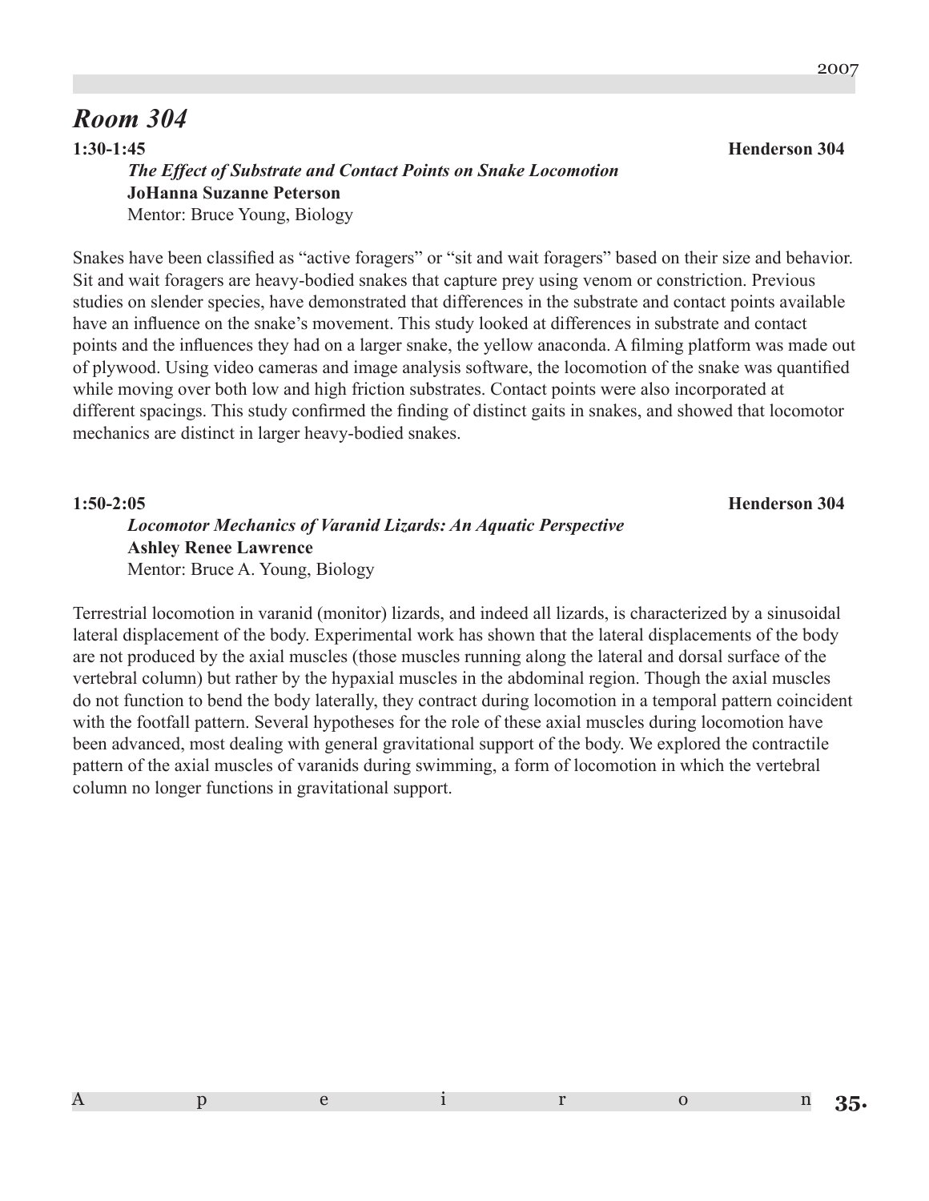## *Room 304*

**1:30-1:45** **Henderson 304**

***The Effect of Substrate and Contact Points on Snake Locomotion***
**JoHanna Suzanne Peterson**
Mentor: Bruce Young, Biology

Snakes have been classified as "active foragers" or "sit and wait foragers" based on their size and behavior. Sit and wait foragers are heavy-bodied snakes that capture prey using venom or constriction. Previous studies on slender species, have demonstrated that differences in the substrate and contact points available have an influence on the snake's movement. This study looked at differences in substrate and contact points and the influences they had on a larger snake, the yellow anaconda. A filming platform was made out of plywood. Using video cameras and image analysis software, the locomotion of the snake was quantified while moving over both low and high friction substrates. Contact points were also incorporated at different spacings. This study confirmed the finding of distinct gaits in snakes, and showed that locomotor mechanics are distinct in larger heavy-bodied snakes.

**1:50-2:05** **Henderson 304**

***Locomotor Mechanics of Varanid Lizards: An Aquatic Perspective***
**Ashley Renee Lawrence**
Mentor: Bruce A. Young, Biology

Terrestrial locomotion in varanid (monitor) lizards, and indeed all lizards, is characterized by a sinusoidal lateral displacement of the body. Experimental work has shown that the lateral displacements of the body are not produced by the axial muscles (those muscles running along the lateral and dorsal surface of the vertebral column) but rather by the hypaxial muscles in the abdominal region. Though the axial muscles do not function to bend the body laterally, they contract during locomotion in a temporal pattern coincident with the footfall pattern. Several hypotheses for the role of these axial muscles during locomotion have been advanced, most dealing with general gravitational support of the body. We explored the contractile pattern of the axial muscles of varanids during swimming, a form of locomotion in which the vertebral column no longer functions in gravitational support.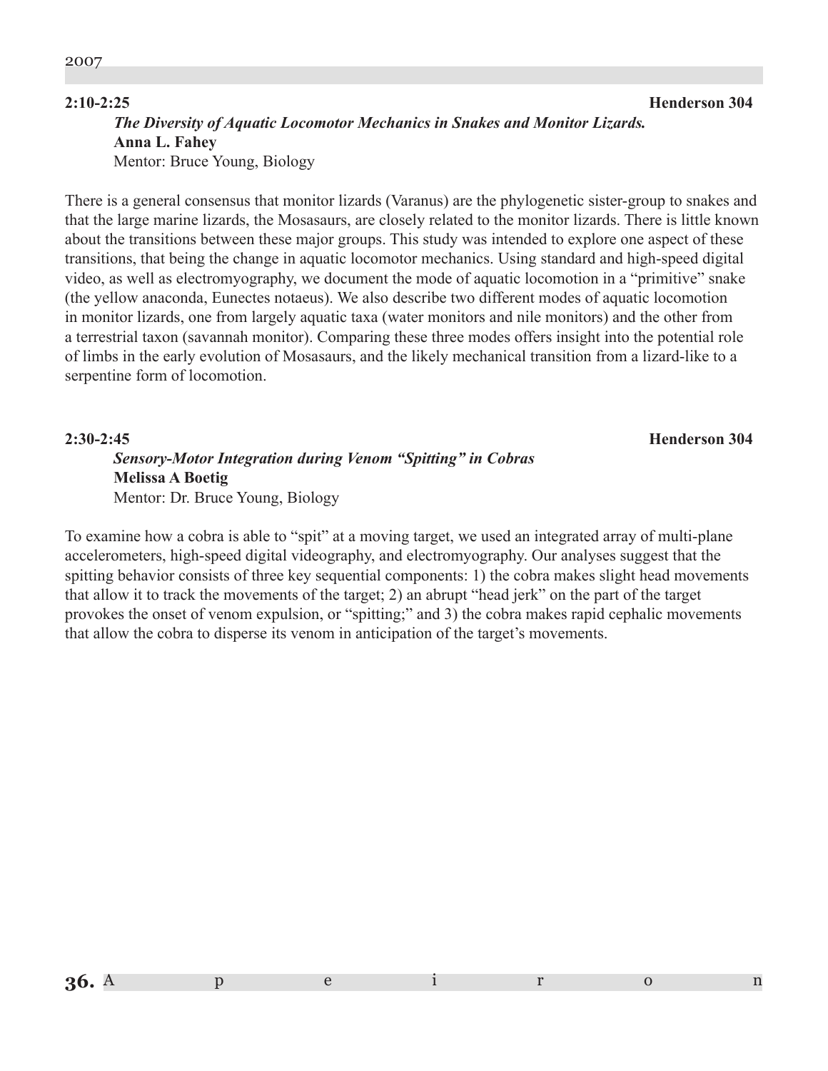**2:10-2:25** **Henderson 304**

***The Diversity of Aquatic Locomotor Mechanics in Snakes and Monitor Lizards.***
**Anna L. Fahey**
Mentor: Bruce Young, Biology

There is a general consensus that monitor lizards (Varanus) are the phylogenetic sister-group to snakes and that the large marine lizards, the Mosasaurs, are closely related to the monitor lizards. There is little known about the transitions between these major groups. This study was intended to explore one aspect of these transitions, that being the change in aquatic locomotor mechanics. Using standard and high-speed digital video, as well as electromyography, we document the mode of aquatic locomotion in a "primitive" snake (the yellow anaconda, Eunectes notaeus). We also describe two different modes of aquatic locomotion in monitor lizards, one from largely aquatic taxa (water monitors and nile monitors) and the other from a terrestrial taxon (savannah monitor). Comparing these three modes offers insight into the potential role of limbs in the early evolution of Mosasaurs, and the likely mechanical transition from a lizard-like to a serpentine form of locomotion.

**2:30-2:45** **Henderson 304**

***Sensory-Motor Integration during Venom "Spitting" in Cobras***
**Melissa A Boetig**
Mentor: Dr. Bruce Young, Biology

To examine how a cobra is able to "spit" at a moving target, we used an integrated array of multi-plane accelerometers, high-speed digital videography, and electromyography. Our analyses suggest that the spitting behavior consists of three key sequential components: 1) the cobra makes slight head movements that allow it to track the movements of the target; 2) an abrupt "head jerk" on the part of the target provokes the onset of venom expulsion, or "spitting;" and 3) the cobra makes rapid cephalic movements that allow the cobra to disperse its venom in anticipation of the target's movements.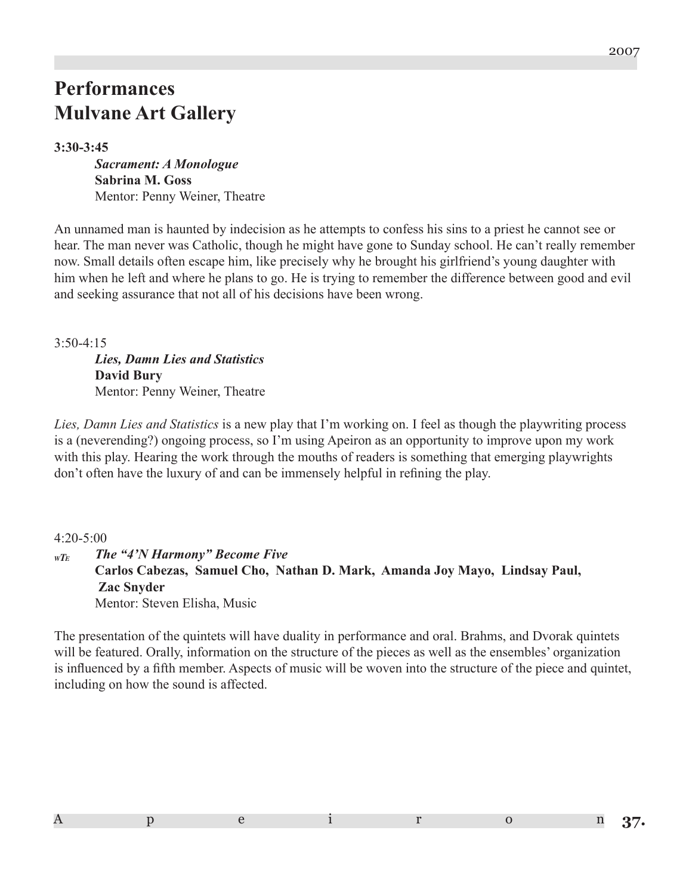# Performances
# Mulvane Art Gallery

**3:30-3:45**

***Sacrament: A Monologue***
**Sabrina M. Goss**
Mentor: Penny Weiner, Theatre

An unnamed man is haunted by indecision as he attempts to confess his sins to a priest he cannot see or hear. The man never was Catholic, though he might have gone to Sunday school. He can't really remember now. Small details often escape him, like precisely why he brought his girlfriend's young daughter with him when he left and where he plans to go. He is trying to remember the difference between good and evil and seeking assurance that not all of his decisions have been wrong.

3:50-4:15

***Lies, Damn Lies and Statistics***
**David Bury**
Mentor: Penny Weiner, Theatre

*Lies, Damn Lies and Statistics* is a new play that I'm working on. I feel as though the playwriting process is a (neverending?) ongoing process, so I'm using Apeiron as an opportunity to improve upon my work with this play. Hearing the work through the mouths of readers is something that emerging playwrights don't often have the luxury of and can be immensely helpful in refining the play.

4:20-5:00

*wTE* ***The "4'N Harmony" Become Five***
**Carlos Cabezas, Samuel Cho, Nathan D. Mark, Amanda Joy Mayo, Lindsay Paul, Zac Snyder**
Mentor: Steven Elisha, Music

The presentation of the quintets will have duality in performance and oral. Brahms, and Dvorak quintets will be featured. Orally, information on the structure of the pieces as well as the ensembles' organization is influenced by a fifth member. Aspects of music will be woven into the structure of the piece and quintet, including on how the sound is affected.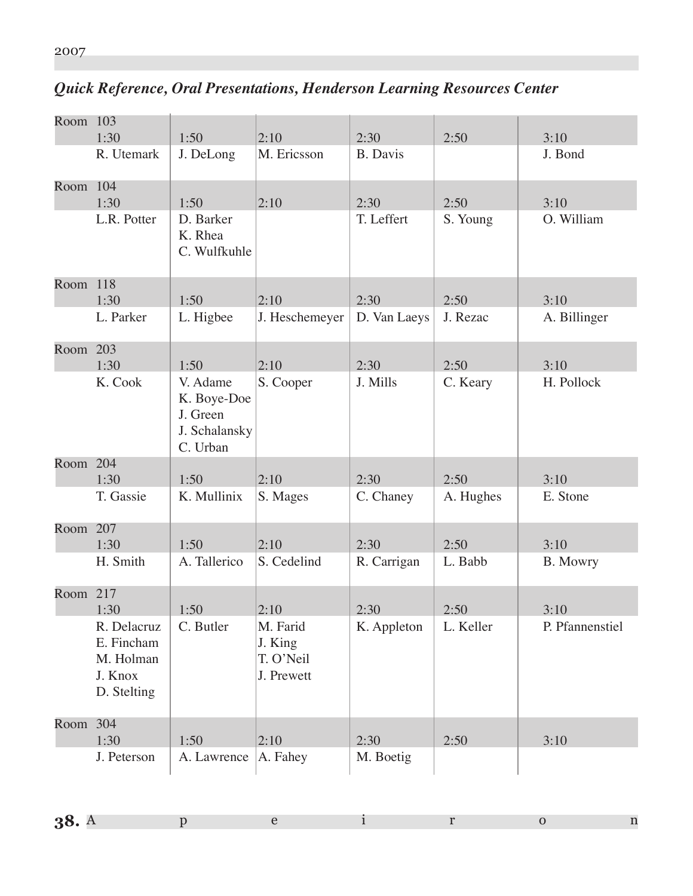## *Quick Reference, Oral Presentations, Henderson Learning Resources Center*

| Room | 1:30 | 1:50 | 2:10 | 2:30 | 2:50 | 3:10 |
|---|---|---|---|---|---|---|
| Room 103 | R. Utemark | J. DeLong | M. Ericsson | B. Davis | | J. Bond |
| Room 104 | L.R. Potter | D. Barker<br>K. Rhea<br>C. Wulfkuhle | | T. Leffert | S. Young | O. William |
| Room 118 | L. Parker | L. Higbee | J. Heschemeyer | D. Van Laeys | J. Rezac | A. Billinger |
| Room 203 | K. Cook | V. Adame<br>K. Boye-Doe<br>J. Green<br>J. Schalansky<br>C. Urban | S. Cooper | J. Mills | C. Keary | H. Pollock |
| Room 204 | T. Gassie | K. Mullinix | S. Mages | C. Chaney | A. Hughes | E. Stone |
| Room 207 | H. Smith | A. Tallerico | S. Cedelind | R. Carrigan | L. Babb | B. Mowry |
| Room 217 | R. Delacruz<br>E. Fincham<br>M. Holman<br>J. Knox<br>D. Stelting | C. Butler | M. Farid<br>J. King<br>T. O'Neil<br>J. Prewett | K. Appleton | L. Keller | P. Pfannenstiel |
| Room 304 | J. Peterson | A. Lawrence | A. Fahey | M. Boetig | | |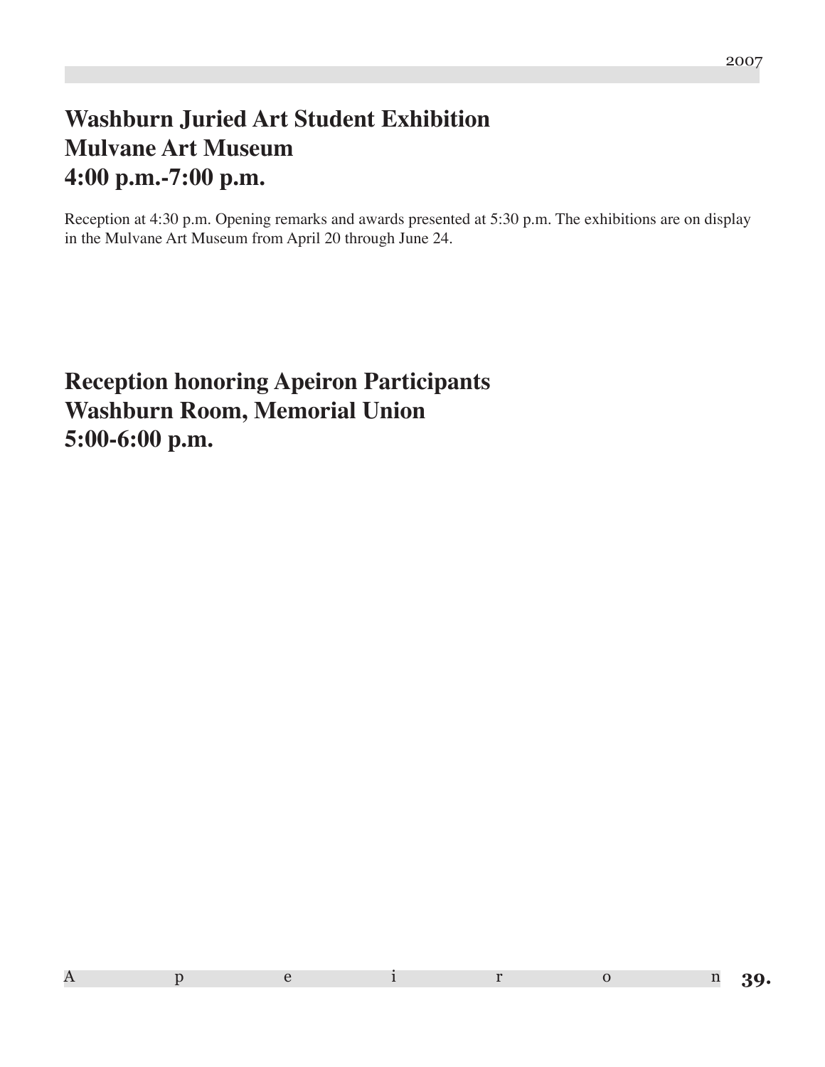## Washburn Juried Art Student Exhibition
## Mulvane Art Museum
## 4:00 p.m.-7:00 p.m.

Reception at 4:30 p.m. Opening remarks and awards presented at 5:30 p.m. The exhibitions are on display in the Mulvane Art Museum from April 20 through June 24.

## Reception honoring Apeiron Participants
## Washburn Room, Memorial Union
## 5:00-6:00 p.m.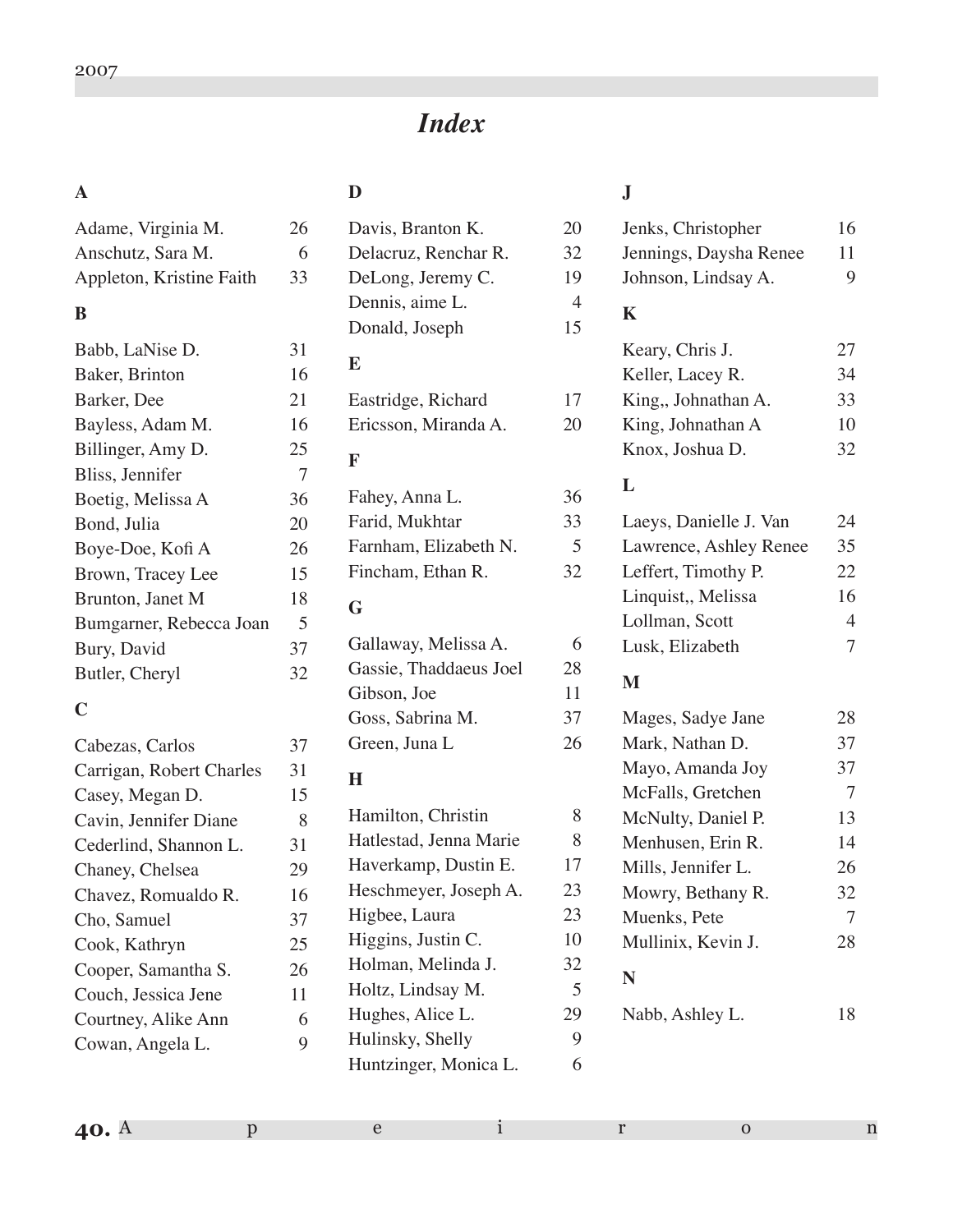# *Index*

**A**

Adame, Virginia M. 26
Anschutz, Sara M. 6
Appleton, Kristine Faith 33

**B**

Babb, LaNise D. 31
Baker, Brinton 16
Barker, Dee 21
Bayless, Adam M. 16
Billinger, Amy D. 25
Bliss, Jennifer 7
Boetig, Melissa A 36
Bond, Julia 20
Boye-Doe, Kofi A 26
Brown, Tracey Lee 15
Brunton, Janet M 18
Bumgarner, Rebecca Joan 5
Bury, David 37
Butler, Cheryl 32

**C**

Cabezas, Carlos 37
Carrigan, Robert Charles 31
Casey, Megan D. 15
Cavin, Jennifer Diane 8
Cederlind, Shannon L. 31
Chaney, Chelsea 29
Chavez, Romualdo R. 16
Cho, Samuel 37
Cook, Kathryn 25
Cooper, Samantha S. 26
Couch, Jessica Jene 11
Courtney, Alike Ann 6
Cowan, Angela L. 9

**D**

Davis, Branton K. 20
Delacruz, Renchar R. 32
DeLong, Jeremy C. 19
Dennis, aime L. 4
Donald, Joseph 15

**E**

Eastridge, Richard 17
Ericsson, Miranda A. 20

**F**

Fahey, Anna L. 36
Farid, Mukhtar 33
Farnham, Elizabeth N. 5
Fincham, Ethan R. 32

**G**

Gallaway, Melissa A. 6
Gassie, Thaddaeus Joel 28
Gibson, Joe 11
Goss, Sabrina M. 37
Green, Juna L 26

**H**

Hamilton, Christin 8
Hatlestad, Jenna Marie 8
Haverkamp, Dustin E. 17
Heschmeyer, Joseph A. 23
Higbee, Laura 23
Higgins, Justin C. 10
Holman, Melinda J. 32
Holtz, Lindsay M. 5
Hughes, Alice L. 29
Hulinsky, Shelly 9
Huntzinger, Monica L. 6

**J**

Jenks, Christopher 16
Jennings, Daysha Renee 11
Johnson, Lindsay A. 9

**K**

Keary, Chris J. 27
Keller, Lacey R. 34
King,, Johnathan A. 33
King, Johnathan A 10
Knox, Joshua D. 32

**L**

Laeys, Danielle J. Van 24
Lawrence, Ashley Renee 35
Leffert, Timothy P. 22
Linquist,, Melissa 16
Lollman, Scott 4
Lusk, Elizabeth 7

**M**

Mages, Sadye Jane 28
Mark, Nathan D. 37
Mayo, Amanda Joy 37
McFalls, Gretchen 7
McNulty, Daniel P. 13
Menhusen, Erin R. 14
Mills, Jennifer L. 26
Mowry, Bethany R. 32
Muenks, Pete 7
Mullinix, Kevin J. 28

**N**

Nabb, Ashley L. 18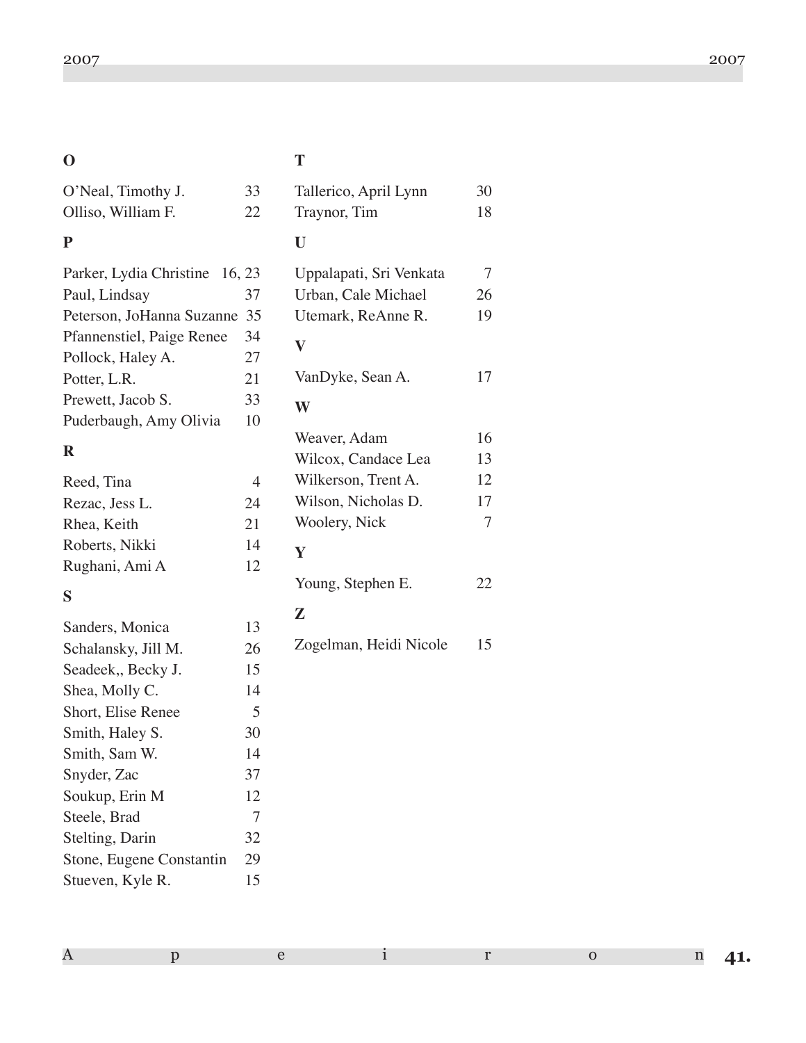## O

O'Neal, Timothy J. 33
Olliso, William F. 22

## P

Parker, Lydia Christine 16, 23
Paul, Lindsay 37
Peterson, JoHanna Suzanne 35
Pfannenstiel, Paige Renee 34
Pollock, Haley A. 27
Potter, L.R. 21
Prewett, Jacob S. 33
Puderbaugh, Amy Olivia 10

## R

Reed, Tina 4
Rezac, Jess L. 24
Rhea, Keith 21
Roberts, Nikki 14
Rughani, Ami A 12

## S

Sanders, Monica 13
Schalansky, Jill M. 26
Seadeek,, Becky J. 15
Shea, Molly C. 14
Short, Elise Renee 5
Smith, Haley S. 30
Smith, Sam W. 14
Snyder, Zac 37
Soukup, Erin M 12
Steele, Brad 7
Stelting, Darin 32
Stone, Eugene Constantin 29
Stueven, Kyle R. 15

## T

Tallerico, April Lynn 30
Traynor, Tim 18

## U

Uppalapati, Sri Venkata 7
Urban, Cale Michael 26
Utemark, ReAnne R. 19

## V

VanDyke, Sean A. 17

## W

Weaver, Adam 16
Wilcox, Candace Lea 13
Wilkerson, Trent A. 12
Wilson, Nicholas D. 17
Woolery, Nick 7

## Y

Young, Stephen E. 22

## Z

Zogelman, Heidi Nicole 15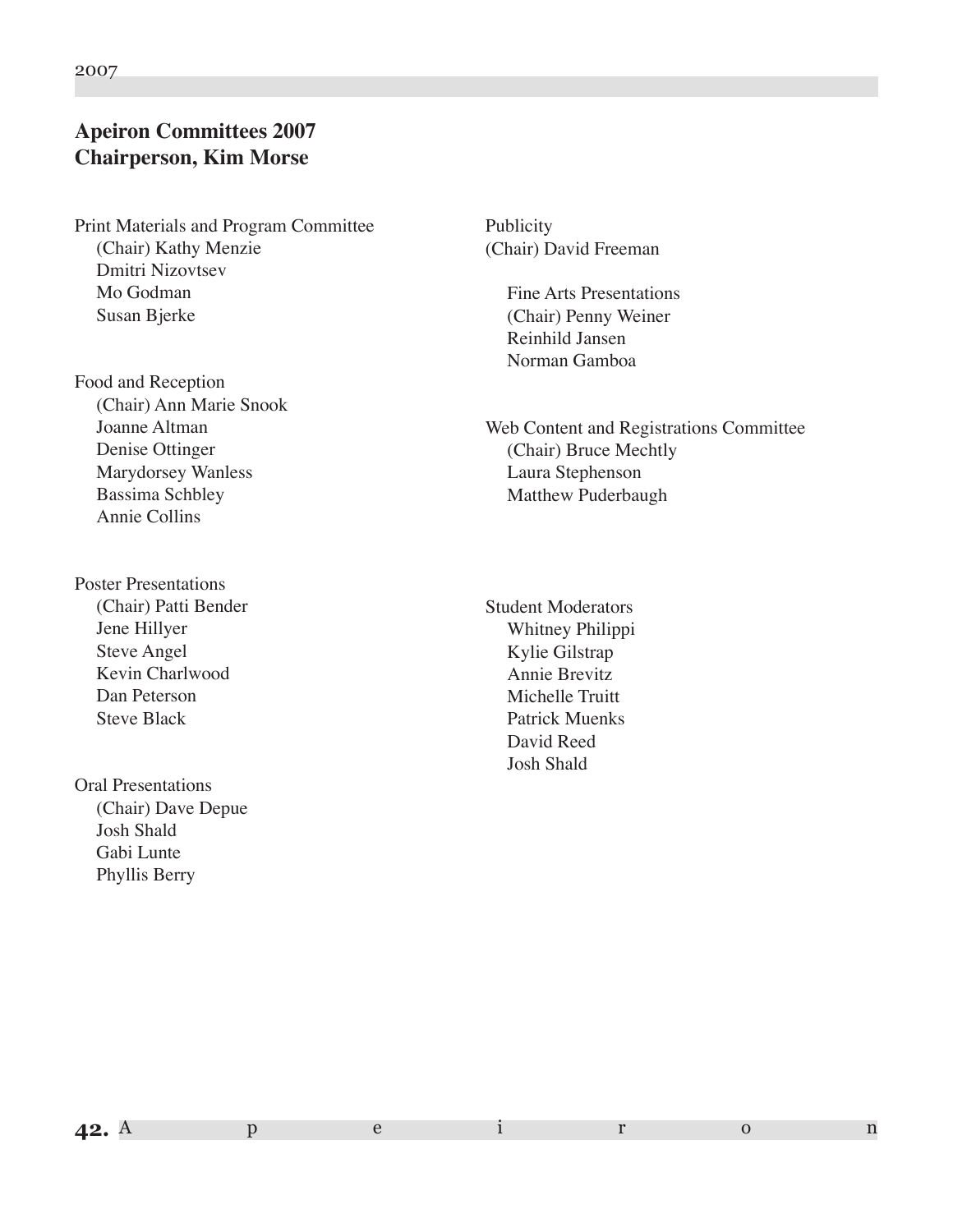## Apeiron Committees 2007
## Chairperson, Kim Morse

Print Materials and Program Committee
- (Chair) Kathy Menzie
- Dmitri Nizovtsev
- Mo Godman
- Susan Bjerke

Food and Reception
- (Chair) Ann Marie Snook
- Joanne Altman
- Denise Ottinger
- Marydorsey Wanless
- Bassima Schbley
- Annie Collins

Poster Presentations
- (Chair) Patti Bender
- Jene Hillyer
- Steve Angel
- Kevin Charlwood
- Dan Peterson
- Steve Black

Oral Presentations
- (Chair) Dave Depue
- Josh Shald
- Gabi Lunte
- Phyllis Berry

Publicity
(Chair) David Freeman

Fine Arts Presentations
- (Chair) Penny Weiner
- Reinhild Jansen
- Norman Gamboa

Web Content and Registrations Committee
- (Chair) Bruce Mechtly
- Laura Stephenson
- Matthew Puderbaugh

Student Moderators
- Whitney Philippi
- Kylie Gilstrap
- Annie Brevitz
- Michelle Truitt
- Patrick Muenks
- David Reed
- Josh Shald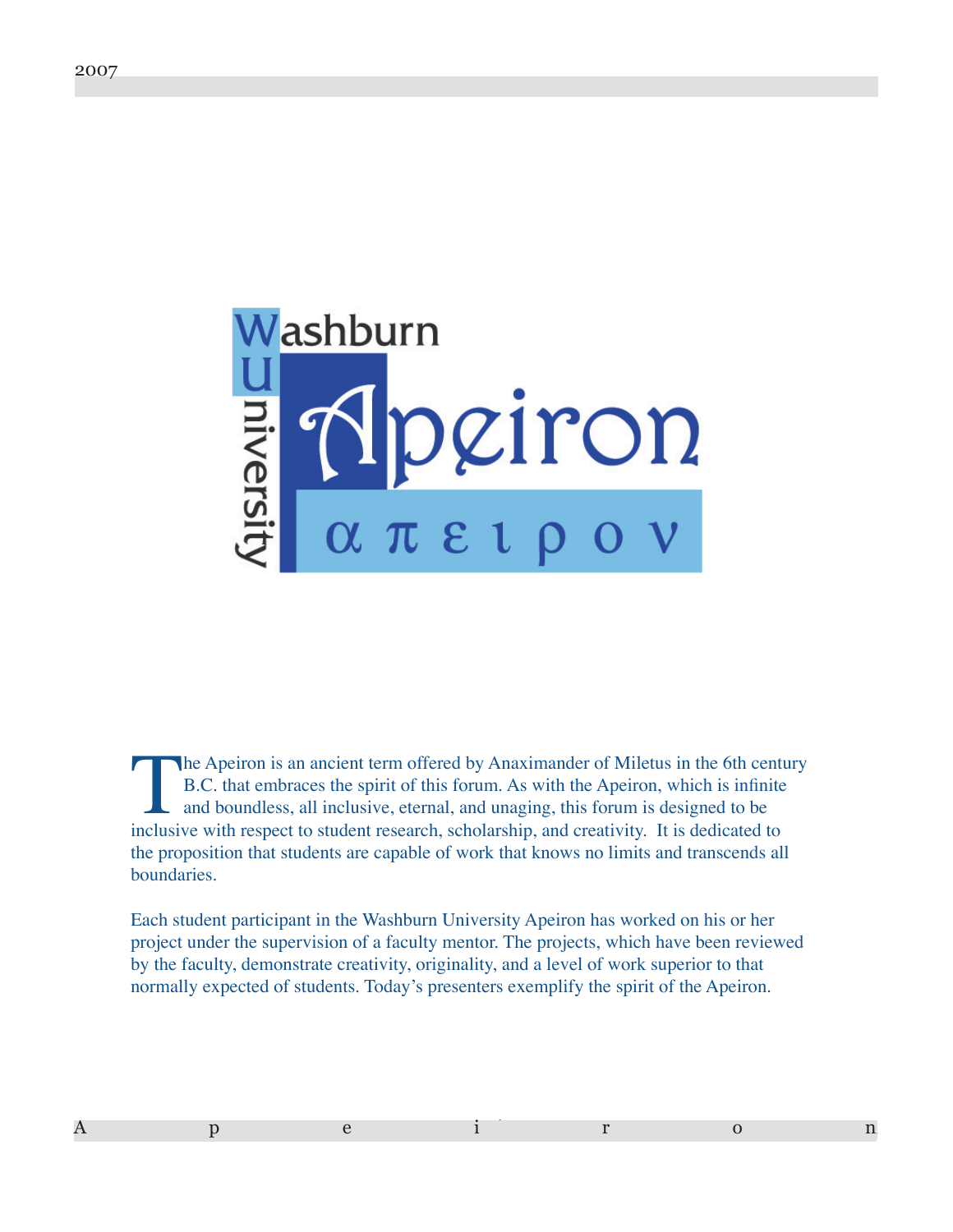Washburn University

Apeiron

απειρον

The Apeiron is an ancient term offered by Anaximander of Miletus in the 6th century B.C. that embraces the spirit of this forum. As with the Apeiron, which is infinite and boundless, all inclusive, eternal, and unaging, this forum is designed to be inclusive with respect to student research, scholarship, and creativity. It is dedicated to the proposition that students are capable of work that knows no limits and transcends all boundaries.

Each student participant in the Washburn University Apeiron has worked on his or her project under the supervision of a faculty mentor. The projects, which have been reviewed by the faculty, demonstrate creativity, originality, and a level of work superior to that normally expected of students. Today's presenters exemplify the spirit of the Apeiron.